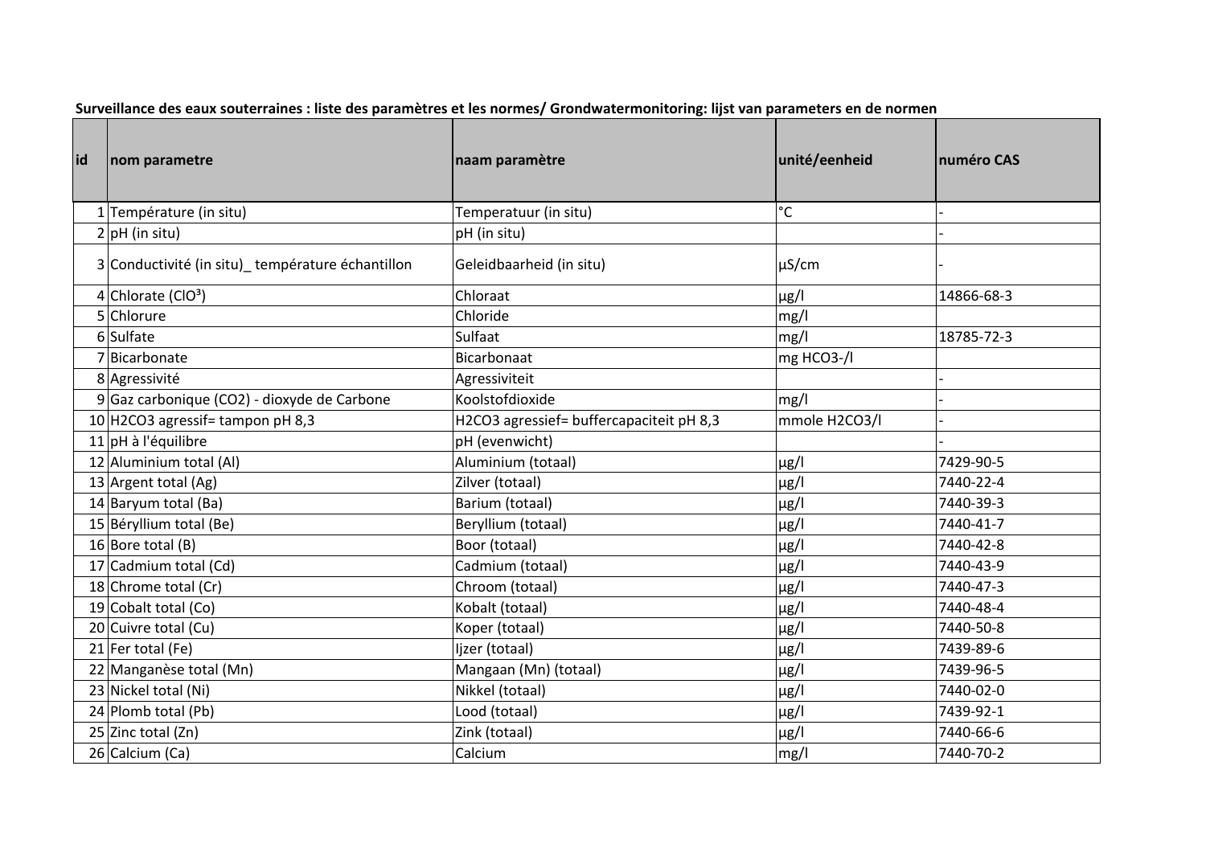**Surveillance des eaux souterraines : liste des paramètres et les normes/ Grondwatermonitoring: lijst van parameters en de normen**

| id | nom parametre | naam paramètre | unité/eenheid | numéro CAS |
|---|---|---|---|---|
| 1 | Température (in situ) | Temperatuur (in situ) | °C | - |
| 2 | pH (in situ) | pH (in situ) | | - |
| 3 | Conductivité (in situ)_ température échantillon | Geleidbaarheid (in situ) | µS/cm | - |
| 4 | Chlorate ($ClO^3$) | Chloraat | µg/l | 14866-68-3 |
| 5 | Chlorure | Chloride | mg/l | |
| 6 | Sulfate | Sulfaat | mg/l | 18785-72-3 |
| 7 | Bicarbonate | Bicarbonaat | mg $HCO_3^-$/l | |
| 8 | Agressivité | Agressiviteit | | - |
| 9 | Gaz carbonique ($CO_2$) - dioxyde de Carbone | Koolstofdioxide | mg/l | - |
| 10 | $H_2CO_3$ agressif= tampon pH 8,3 | $H_2CO_3$ agressief= buffercapaciteit pH 8,3 | mmole $H_2CO_3$/l | - |
| 11 | pH à l'équilibre | pH (evenwicht) | | - |
| 12 | Aluminium total (Al) | Aluminium (totaal) | µg/l | 7429-90-5 |
| 13 | Argent total (Ag) | Zilver (totaal) | µg/l | 7440-22-4 |
| 14 | Baryum total (Ba) | Barium (totaal) | µg/l | 7440-39-3 |
| 15 | Béryllium total (Be) | Beryllium (totaal) | µg/l | 7440-41-7 |
| 16 | Bore total (B) | Boor (totaal) | µg/l | 7440-42-8 |
| 17 | Cadmium total (Cd) | Cadmium (totaal) | µg/l | 7440-43-9 |
| 18 | Chrome total (Cr) | Chroom (totaal) | µg/l | 7440-47-3 |
| 19 | Cobalt total (Co) | Kobalt (totaal) | µg/l | 7440-48-4 |
| 20 | Cuivre total (Cu) | Koper (totaal) | µg/l | 7440-50-8 |
| 21 | Fer total (Fe) | Ijzer (totaal) | µg/l | 7439-89-6 |
| 22 | Manganèse total (Mn) | Mangaan (Mn) (totaal) | µg/l | 7439-96-5 |
| 23 | Nickel total (Ni) | Nikkel (totaal) | µg/l | 7440-02-0 |
| 24 | Plomb total (Pb) | Lood (totaal) | µg/l | 7439-92-1 |
| 25 | Zinc total (Zn) | Zink (totaal) | µg/l | 7440-66-6 |
| 26 | Calcium (Ca) | Calcium | mg/l | 7440-70-2 |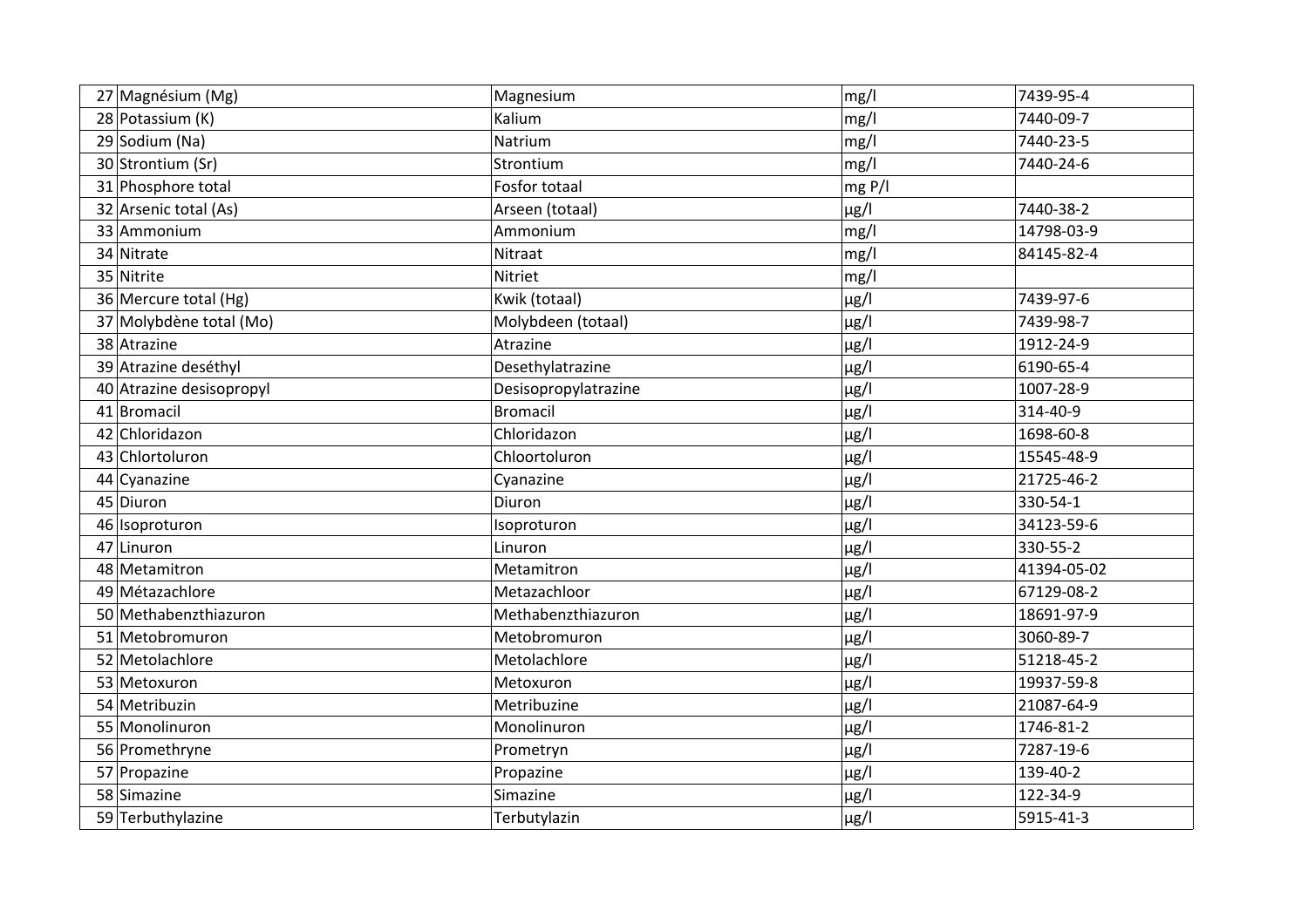| | | | | |
|---|---|---|---|---|
| 27 | Magnésium (Mg) | Magnesium | mg/l | 7439-95-4 |
| 28 | Potassium (K) | Kalium | mg/l | 7440-09-7 |
| 29 | Sodium (Na) | Natrium | mg/l | 7440-23-5 |
| 30 | Strontium (Sr) | Strontium | mg/l | 7440-24-6 |
| 31 | Phosphore total | Fosfor totaal | mg P/l | |
| 32 | Arsenic total (As) | Arseen (totaal) | µg/l | 7440-38-2 |
| 33 | Ammonium | Ammonium | mg/l | 14798-03-9 |
| 34 | Nitrate | Nitraat | mg/l | 84145-82-4 |
| 35 | Nitrite | Nitriet | mg/l | |
| 36 | Mercure total (Hg) | Kwik (totaal) | µg/l | 7439-97-6 |
| 37 | Molybdène total (Mo) | Molybdeen (totaal) | µg/l | 7439-98-7 |
| 38 | Atrazine | Atrazine | µg/l | 1912-24-9 |
| 39 | Atrazine deséthyl | Desethylatrazine | µg/l | 6190-65-4 |
| 40 | Atrazine desisopropyl | Desisopropylatrazine | µg/l | 1007-28-9 |
| 41 | Bromacil | Bromacil | µg/l | 314-40-9 |
| 42 | Chloridazon | Chloridazon | µg/l | 1698-60-8 |
| 43 | Chlortoluron | Chloortoluron | µg/l | 15545-48-9 |
| 44 | Cyanazine | Cyanazine | µg/l | 21725-46-2 |
| 45 | Diuron | Diuron | µg/l | 330-54-1 |
| 46 | Isoproturon | Isoproturon | µg/l | 34123-59-6 |
| 47 | Linuron | Linuron | µg/l | 330-55-2 |
| 48 | Metamitron | Metamitron | µg/l | 41394-05-02 |
| 49 | Métazachlore | Metazachloor | µg/l | 67129-08-2 |
| 50 | Methabenzthiazuron | Methabenzthiazuron | µg/l | 18691-97-9 |
| 51 | Metobromuron | Metobromuron | µg/l | 3060-89-7 |
| 52 | Metolachlore | Metolachlore | µg/l | 51218-45-2 |
| 53 | Metoxuron | Metoxuron | µg/l | 19937-59-8 |
| 54 | Metribuzin | Metribuzine | µg/l | 21087-64-9 |
| 55 | Monolinuron | Monolinuron | µg/l | 1746-81-2 |
| 56 | Promethryne | Prometryn | µg/l | 7287-19-6 |
| 57 | Propazine | Propazine | µg/l | 139-40-2 |
| 58 | Simazine | Simazine | µg/l | 122-34-9 |
| 59 | Terbuthylazine | Terbutylazin | µg/l | 5915-41-3 |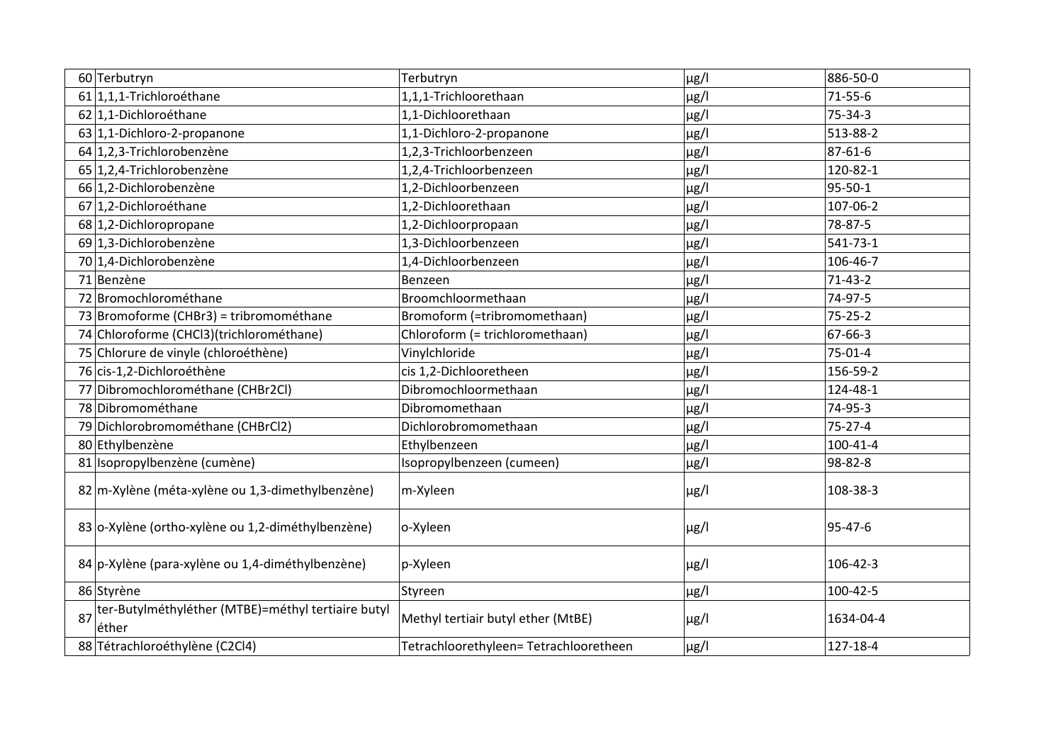| 60 | Terbutryn | Terbutryn | µg/l | 886-50-0 |
|---|---|---|---|---|
| 61 | 1,1,1-Trichloroéthane | 1,1,1-Trichloorethaan | µg/l | 71-55-6 |
| 62 | 1,1-Dichloroéthane | 1,1-Dichloorethaan | µg/l | 75-34-3 |
| 63 | 1,1-Dichloro-2-propanone | 1,1-Dichloro-2-propanone | µg/l | 513-88-2 |
| 64 | 1,2,3-Trichlorobenzène | 1,2,3-Trichloorbenzeen | µg/l | 87-61-6 |
| 65 | 1,2,4-Trichlorobenzène | 1,2,4-Trichloorbenzeen | µg/l | 120-82-1 |
| 66 | 1,2-Dichlorobenzène | 1,2-Dichloorbenzeen | µg/l | 95-50-1 |
| 67 | 1,2-Dichloroéthane | 1,2-Dichloorethaan | µg/l | 107-06-2 |
| 68 | 1,2-Dichloropropane | 1,2-Dichloorpropaan | µg/l | 78-87-5 |
| 69 | 1,3-Dichlorobenzène | 1,3-Dichloorbenzeen | µg/l | 541-73-1 |
| 70 | 1,4-Dichlorobenzène | 1,4-Dichloorbenzeen | µg/l | 106-46-7 |
| 71 | Benzène | Benzeen | µg/l | 71-43-2 |
| 72 | Bromochlorométhane | Broomchloormethaan | µg/l | 74-97-5 |
| 73 | Bromoforme (CHBr3) = tribromométhane | Bromoform (=tribromomethaan) | µg/l | 75-25-2 |
| 74 | Chloroforme (CHCl3)(trichlorométhane) | Chloroform (= trichloromethaan) | µg/l | 67-66-3 |
| 75 | Chlorure de vinyle (chloroéthène) | Vinylchloride | µg/l | 75-01-4 |
| 76 | cis-1,2-Dichloroéthène | cis 1,2-Dichlooretheen | µg/l | 156-59-2 |
| 77 | Dibromochlorométhane (CHBr2Cl) | Dibromochloormethaan | µg/l | 124-48-1 |
| 78 | Dibromométhane | Dibromomethaan | µg/l | 74-95-3 |
| 79 | Dichlorobromométhane (CHBrCl2) | Dichlorobromomethaan | µg/l | 75-27-4 |
| 80 | Ethylbenzène | Ethylbenzeen | µg/l | 100-41-4 |
| 81 | Isopropylbenzène (cumène) | Isopropylbenzeen (cumeen) | µg/l | 98-82-8 |
| 82 | m-Xylène (méta-xylène ou 1,3-dimethylbenzène) | m-Xyleen | µg/l | 108-38-3 |
| 83 | o-Xylène (ortho-xylène ou 1,2-diméthylbenzène) | o-Xyleen | µg/l | 95-47-6 |
| 84 | p-Xylène (para-xylène ou 1,4-diméthylbenzène) | p-Xyleen | µg/l | 106-42-3 |
| 86 | Styrène | Styreen | µg/l | 100-42-5 |
| 87 | ter-Butylméthyléther (MTBE)=méthyl tertiaire butyl éther | Methyl tertiair butyl ether (MtBE) | µg/l | 1634-04-4 |
| 88 | Tétrachloroéthylène (C2Cl4) | Tetrachloorethyleen= Tetrachlooretheen | µg/l | 127-18-4 |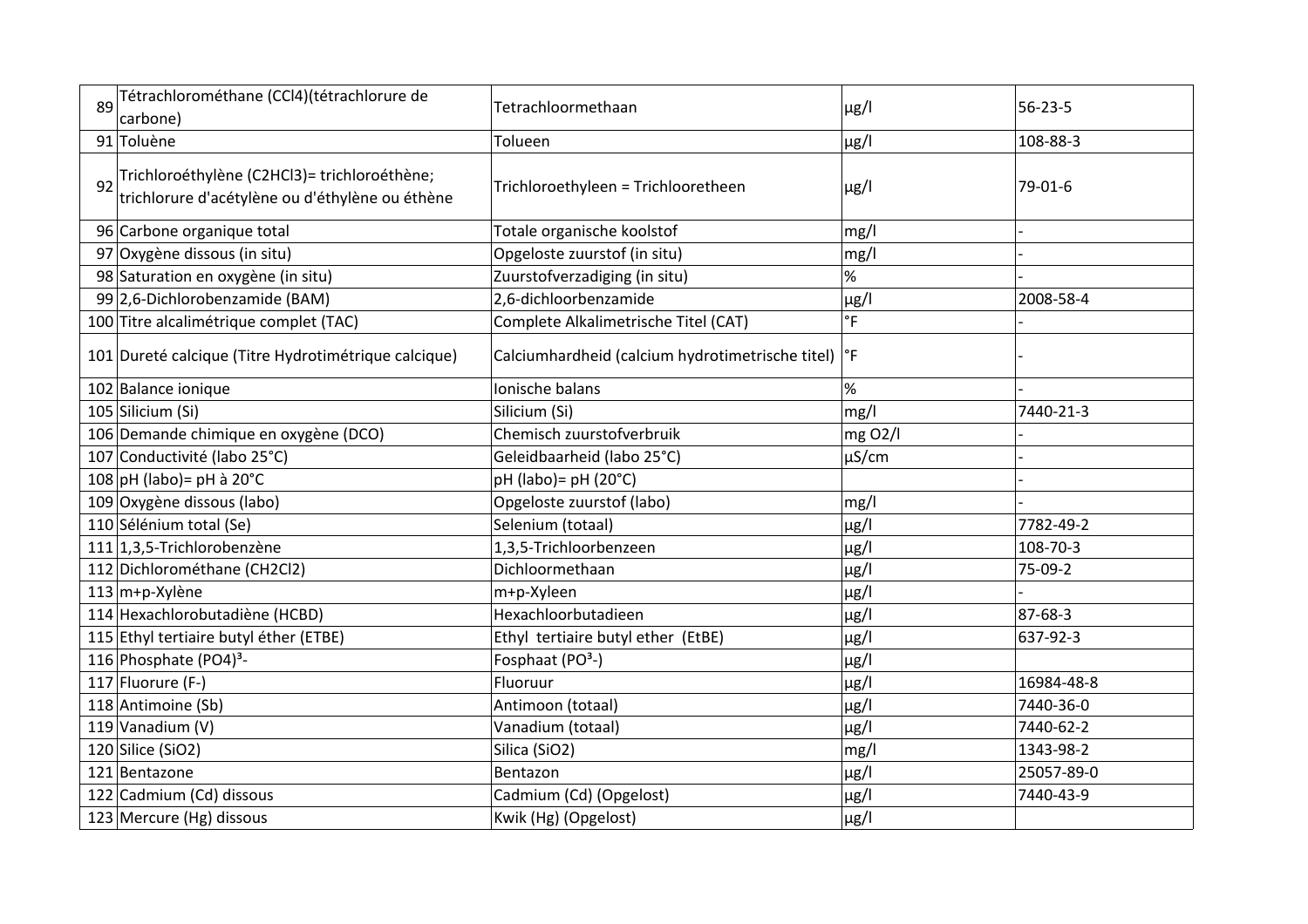| | | | | |
|---|---|---|---|---|
| 89 | Tétrachlorométhane ($CCl_4$)(tétrachlorure de carbone) | Tetrachloormethaan | µg/l | 56-23-5 |
| 91 | Toluène | Tolueen | µg/l | 108-88-3 |
| 92 | Trichloroéthylène ($C_2HCl_3$)= trichloroéthène; trichlorure d'acétylène ou d'éthylène ou éthène | Trichloroethyleen = Trichlooretheen | µg/l | 79-01-6 |
| 96 | Carbone organique total | Totale organische koolstof | mg/l | - |
| 97 | Oxygène dissous (in situ) | Opgeloste zuurstof (in situ) | mg/l | - |
| 98 | Saturation en oxygène (in situ) | Zuurstofverzadiging (in situ) | % | - |
| 99 | 2,6-Dichlorobenzamide (BAM) | 2,6-dichloorbenzamide | µg/l | 2008-58-4 |
| 100 | Titre alcalimétrique complet (TAC) | Complete Alkalimetrische Titel (CAT) | °F | - |
| 101 | Dureté calcique (Titre Hydrotimétrique calcique) | Calciumhardheid (calcium hydrotimetrische titel) | °F | - |
| 102 | Balance ionique | Ionische balans | % | - |
| 105 | Silicium (Si) | Silicium (Si) | mg/l | 7440-21-3 |
| 106 | Demande chimique en oxygène (DCO) | Chemisch zuurstofverbruik | mg $O_2$/l | - |
| 107 | Conductivité (labo 25°C) | Geleidbaarheid (labo 25°C) | µS/cm | - |
| 108 | pH (labo)= pH à 20°C | pH (labo)= pH (20°C) | | - |
| 109 | Oxygène dissous (labo) | Opgeloste zuurstof (labo) | mg/l | - |
| 110 | Sélénium total (Se) | Selenium (totaal) | µg/l | 7782-49-2 |
| 111 | 1,3,5-Trichlorobenzène | 1,3,5-Trichloorbenzeen | µg/l | 108-70-3 |
| 112 | Dichlorométhane ($CH_2Cl_2$) | Dichloormethaan | µg/l | 75-09-2 |
| 113 | m+p-Xylène | m+p-Xyleen | µg/l | - |
| 114 | Hexachlorobutadiène (HCBD) | Hexachloorbutadieen | µg/l | 87-68-3 |
| 115 | Ethyl tertiaire butyl éther (ETBE) | Ethyl tertiaire butyl ether (EtBE) | µg/l | 637-92-3 |
| 116 | Phosphate $(PO_4)^{3-}$ | Fosphaat ($PO^{3-}$) | µg/l | |
| 117 | Fluorure (F-) | Fluoruur | µg/l | 16984-48-8 |
| 118 | Antimoine (Sb) | Antimoon (totaal) | µg/l | 7440-36-0 |
| 119 | Vanadium (V) | Vanadium (totaal) | µg/l | 7440-62-2 |
| 120 | Silice ($SiO_2$) | Silica ($SiO_2$) | mg/l | 1343-98-2 |
| 121 | Bentazone | Bentazon | µg/l | 25057-89-0 |
| 122 | Cadmium (Cd) dissous | Cadmium (Cd) (Opgelost) | µg/l | 7440-43-9 |
| 123 | Mercure (Hg) dissous | Kwik (Hg) (Opgelost) | µg/l | |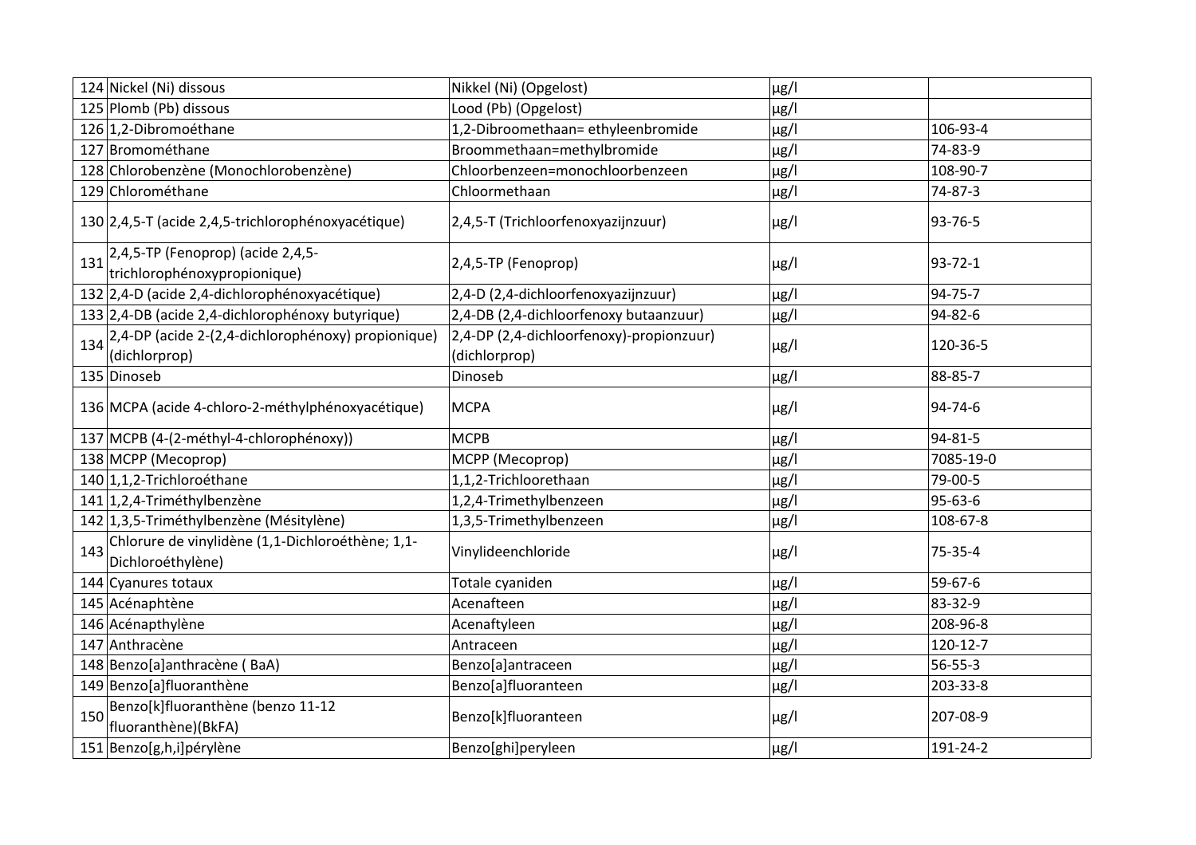| | | | | |
|---|---|---|---|---|
| 124 | Nickel (Ni) dissous | Nikkel (Ni) (Opgelost) | µg/l | |
| 125 | Plomb (Pb) dissous | Lood (Pb) (Opgelost) | µg/l | |
| 126 | 1,2-Dibromoéthane | 1,2-Dibroomethaan= ethyleenbromide | µg/l | 106-93-4 |
| 127 | Bromométhane | Broommethaan=methylbromide | µg/l | 74-83-9 |
| 128 | Chlorobenzène (Monochlorobenzène) | Chloorbenzeen=monochloorbenzeen | µg/l | 108-90-7 |
| 129 | Chlorométhane | Chloormethaan | µg/l | 74-87-3 |
| 130 | 2,4,5-T (acide 2,4,5-trichlorophénoxyacétique) | 2,4,5-T (Trichloorfenoxyazijnzuur) | µg/l | 93-76-5 |
| 131 | 2,4,5-TP (Fenoprop) (acide 2,4,5-trichlorophénoxypropionique) | 2,4,5-TP (Fenoprop) | µg/l | 93-72-1 |
| 132 | 2,4-D (acide 2,4-dichlorophénoxyacétique) | 2,4-D (2,4-dichloorfenoxyazijnzuur) | µg/l | 94-75-7 |
| 133 | 2,4-DB (acide 2,4-dichlorophénoxy butyrique) | 2,4-DB (2,4-dichloorfenoxy butaanzuur) | µg/l | 94-82-6 |
| 134 | 2,4-DP (acide 2-(2,4-dichlorophénoxy) propionique) (dichlorprop) | 2,4-DP (2,4-dichloorfenoxy)-propionzuur) (dichlorprop) | µg/l | 120-36-5 |
| 135 | Dinoseb | Dinoseb | µg/l | 88-85-7 |
| 136 | MCPA (acide 4-chloro-2-méthylphénoxyacétique) | MCPA | µg/l | 94-74-6 |
| 137 | MCPB (4-(2-méthyl-4-chlorophénoxy)) | MCPB | µg/l | 94-81-5 |
| 138 | MCPP (Mecoprop) | MCPP (Mecoprop) | µg/l | 7085-19-0 |
| 140 | 1,1,2-Trichloroéthane | 1,1,2-Trichloorethaan | µg/l | 79-00-5 |
| 141 | 1,2,4-Triméthylbenzène | 1,2,4-Trimethylbenzeen | µg/l | 95-63-6 |
| 142 | 1,3,5-Triméthylbenzène (Mésitylène) | 1,3,5-Trimethylbenzeen | µg/l | 108-67-8 |
| 143 | Chlorure de vinylidène (1,1-Dichloroéthène; 1,1-Dichloroéthylène) | Vinylideenchloride | µg/l | 75-35-4 |
| 144 | Cyanures totaux | Totale cyaniden | µg/l | 59-67-6 |
| 145 | Acénaphtène | Acenafteen | µg/l | 83-32-9 |
| 146 | Acénapthylène | Acenaftyleen | µg/l | 208-96-8 |
| 147 | Anthracène | Antraceen | µg/l | 120-12-7 |
| 148 | Benzo[a]anthracène ( BaA) | Benzo[a]antraceen | µg/l | 56-55-3 |
| 149 | Benzo[a]fluoranthène | Benzo[a]fluoranteen | µg/l | 203-33-8 |
| 150 | Benzo[k]fluoranthène (benzo 11-12 fluoranthène)(BkFA) | Benzo[k]fluoranteen | µg/l | 207-08-9 |
| 151 | Benzo[g,h,i]pérylène | Benzo[ghi]peryleen | µg/l | 191-24-2 |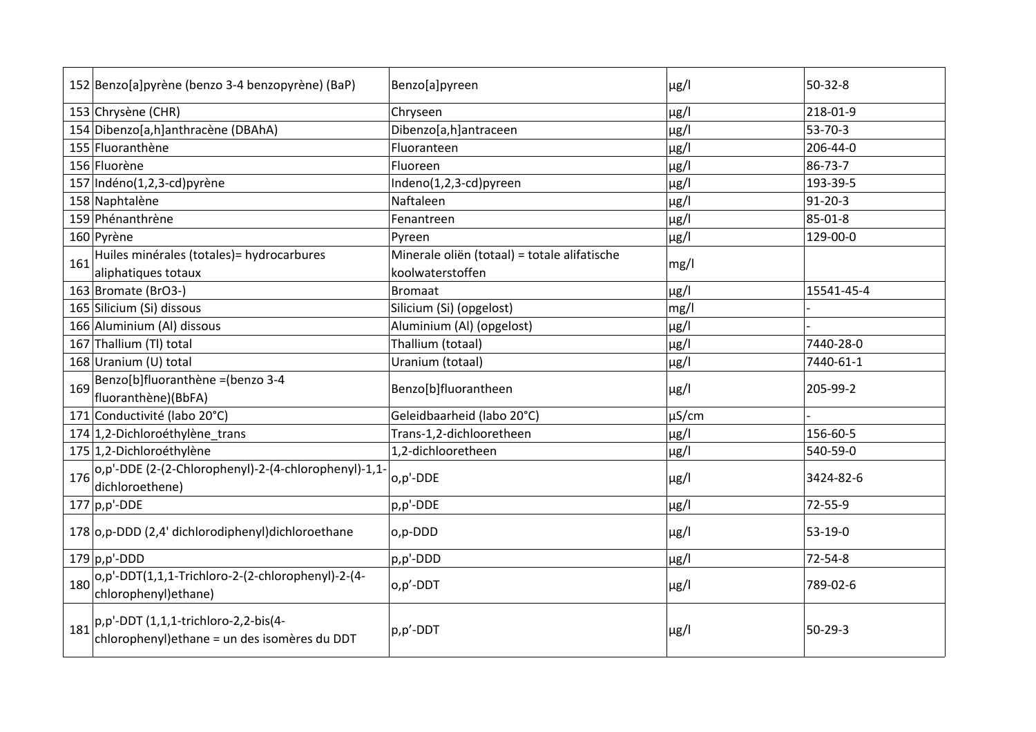| | | | | |
|---|---|---|---|---|
| 152 | Benzo[a]pyrène (benzo 3-4 benzopyrène) (BaP) | Benzo[a]pyreen | µg/l | 50-32-8 |
| 153 | Chrysène (CHR) | Chryseen | µg/l | 218-01-9 |
| 154 | Dibenzo[a,h]anthracène (DBAhA) | Dibenzo[a,h]antraceen | µg/l | 53-70-3 |
| 155 | Fluoranthène | Fluoranteen | µg/l | 206-44-0 |
| 156 | Fluorène | Fluoreen | µg/l | 86-73-7 |
| 157 | Indéno(1,2,3-cd)pyrène | Indeno(1,2,3-cd)pyreen | µg/l | 193-39-5 |
| 158 | Naphtalène | Naftaleen | µg/l | 91-20-3 |
| 159 | Phénanthrène | Fenantreen | µg/l | 85-01-8 |
| 160 | Pyrène | Pyreen | µg/l | 129-00-0 |
| 161 | Huiles minérales (totales)= hydrocarbures aliphatiques totaux | Minerale oliën (totaal) = totale alifatische koolwaterstoffen | mg/l | |
| 163 | Bromate (BrO3-) | Bromaat | µg/l | 15541-45-4 |
| 165 | Silicium (Si) dissous | Silicium (Si) (opgelost) | mg/l | - |
| 166 | Aluminium (Al) dissous | Aluminium (Al) (opgelost) | µg/l | - |
| 167 | Thallium (Tl) total | Thallium (totaal) | µg/l | 7440-28-0 |
| 168 | Uranium (U) total | Uranium (totaal) | µg/l | 7440-61-1 |
| 169 | Benzo[b]fluoranthène =(benzo 3-4 fluoranthène)(BbFA) | Benzo[b]fluorantheen | µg/l | 205-99-2 |
| 171 | Conductivité (labo 20°C) | Geleidbaarheid (labo 20°C) | µS/cm | - |
| 174 | 1,2-Dichloroéthylène_trans | Trans-1,2-dichlooretheen | µg/l | 156-60-5 |
| 175 | 1,2-Dichloroéthylène | 1,2-dichlooretheen | µg/l | 540-59-0 |
| 176 | o,p'-DDE (2-(2-Chlorophenyl)-2-(4-chlorophenyl)-1,1-dichloroethene) | o,p'-DDE | µg/l | 3424-82-6 |
| 177 | p,p'-DDE | p,p'-DDE | µg/l | 72-55-9 |
| 178 | o,p-DDD (2,4' dichlorodiphenyl)dichloroethane | o,p-DDD | µg/l | 53-19-0 |
| 179 | p,p'-DDD | p,p'-DDD | µg/l | 72-54-8 |
| 180 | o,p'-DDT(1,1,1-Trichloro-2-(2-chlorophenyl)-2-(4-chlorophenyl)ethane) | o,p’-DDT | µg/l | 789-02-6 |
| 181 | p,p'-DDT (1,1,1-trichloro-2,2-bis(4-chlorophenyl)ethane = un des isomères du DDT | p,p’-DDT | µg/l | 50-29-3 |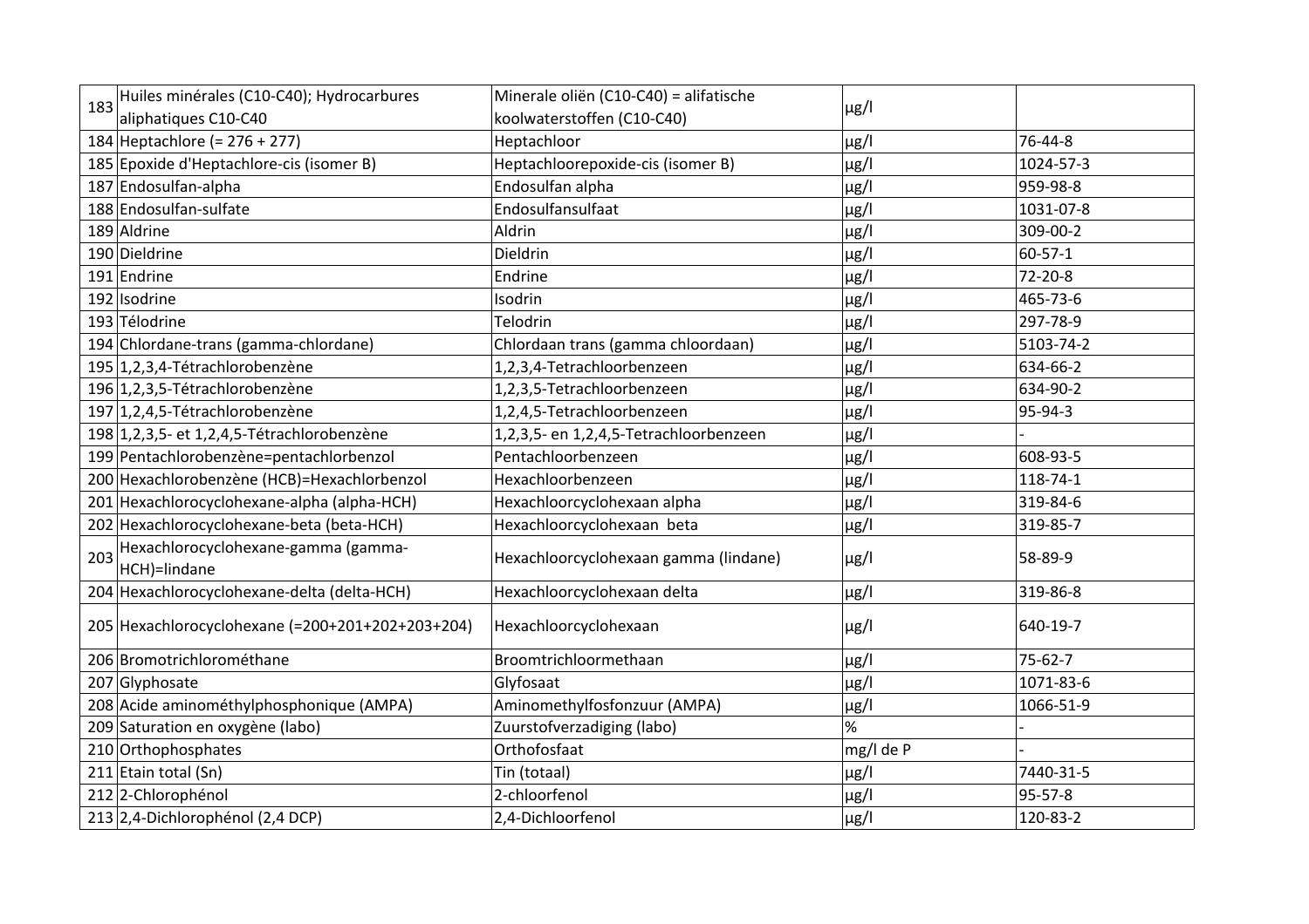| 183 | Huiles minérales (C10-C40); Hydrocarbures aliphatiques C10-C40 | Minerale oliën (C10-C40) = alifatische koolwaterstoffen (C10-C40) | µg/l | |
|---|---|---|---|---|
| 184 | Heptachlore (= 276 + 277) | Heptachloor | µg/l | 76-44-8 |
| 185 | Epoxide d'Heptachlore-cis (isomer B) | Heptachloorepoxide-cis (isomer B) | µg/l | 1024-57-3 |
| 187 | Endosulfan-alpha | Endosulfan alpha | µg/l | 959-98-8 |
| 188 | Endosulfan-sulfate | Endosulfansulfaat | µg/l | 1031-07-8 |
| 189 | Aldrine | Aldrin | µg/l | 309-00-2 |
| 190 | Dieldrine | Dieldrin | µg/l | 60-57-1 |
| 191 | Endrine | Endrine | µg/l | 72-20-8 |
| 192 | Isodrine | Isodrin | µg/l | 465-73-6 |
| 193 | Télodrine | Telodrin | µg/l | 297-78-9 |
| 194 | Chlordane-trans (gamma-chlordane) | Chlordaan trans (gamma chloordaan) | µg/l | 5103-74-2 |
| 195 | 1,2,3,4-Tétrachlorobenzène | 1,2,3,4-Tetrachloorbenzeen | µg/l | 634-66-2 |
| 196 | 1,2,3,5-Tétrachlorobenzène | 1,2,3,5-Tetrachloorbenzeen | µg/l | 634-90-2 |
| 197 | 1,2,4,5-Tétrachlorobenzène | 1,2,4,5-Tetrachloorbenzeen | µg/l | 95-94-3 |
| 198 | 1,2,3,5- et 1,2,4,5-Tétrachlorobenzène | 1,2,3,5- en 1,2,4,5-Tetrachloorbenzeen | µg/l | - |
| 199 | Pentachlorobenzène=pentachlorbenzol | Pentachloorbenzeen | µg/l | 608-93-5 |
| 200 | Hexachlorobenzène (HCB)=Hexachlorbenzol | Hexachloorbenzeen | µg/l | 118-74-1 |
| 201 | Hexachlorocyclohexane-alpha (alpha-HCH) | Hexachloorcyclohexaan alpha | µg/l | 319-84-6 |
| 202 | Hexachlorocyclohexane-beta (beta-HCH) | Hexachloorcyclohexaan beta | µg/l | 319-85-7 |
| 203 | Hexachlorocyclohexane-gamma (gamma-HCH)=lindane | Hexachloorcyclohexaan gamma (lindane) | µg/l | 58-89-9 |
| 204 | Hexachlorocyclohexane-delta (delta-HCH) | Hexachloorcyclohexaan delta | µg/l | 319-86-8 |
| 205 | Hexachlorocyclohexane (=200+201+202+203+204) | Hexachloorcyclohexaan | µg/l | 640-19-7 |
| 206 | Bromotrichlorométhane | Broomtrichloormethaan | µg/l | 75-62-7 |
| 207 | Glyphosate | Glyfosaat | µg/l | 1071-83-6 |
| 208 | Acide aminométhylphosphonique (AMPA) | Aminomethylfosfonzuur (AMPA) | µg/l | 1066-51-9 |
| 209 | Saturation en oxygène (labo) | Zuurstofverzadiging (labo) | % | - |
| 210 | Orthophosphates | Orthofosfaat | mg/l de P | - |
| 211 | Etain total (Sn) | Tin (totaal) | µg/l | 7440-31-5 |
| 212 | 2-Chlorophénol | 2-chloorfenol | µg/l | 95-57-8 |
| 213 | 2,4-Dichlorophénol (2,4 DCP) | 2,4-Dichloorfenol | µg/l | 120-83-2 |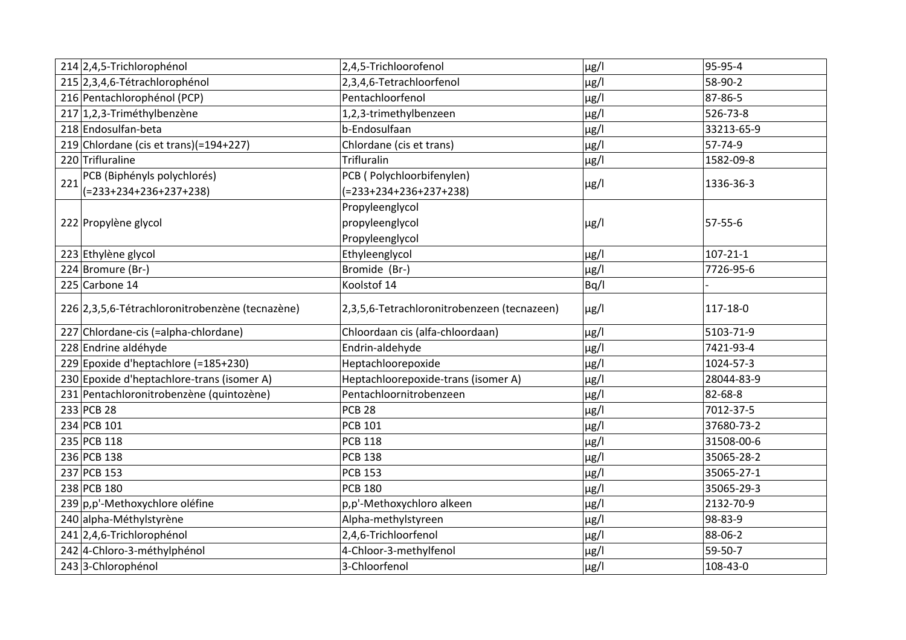| | | | | |
|---|---|---|---|---|
| 214 | 2,4,5-Trichlorophénol | 2,4,5-Trichloorofenol | µg/l | 95-95-4 |
| 215 | 2,3,4,6-Tétrachlorophénol | 2,3,4,6-Tetrachloorfenol | µg/l | 58-90-2 |
| 216 | Pentachlorophénol (PCP) | Pentachloorfenol | µg/l | 87-86-5 |
| 217 | 1,2,3-Triméthylbenzène | 1,2,3-trimethylbenzeen | µg/l | 526-73-8 |
| 218 | Endosulfan-beta | b-Endosulfaan | µg/l | 33213-65-9 |
| 219 | Chlordane (cis et trans)(=194+227) | Chlordane (cis et trans) | µg/l | 57-74-9 |
| 220 | Trifluraline | Trifluralin | µg/l | 1582-09-8 |
| 221 | PCB (Biphényls polychlorés) (=233+234+236+237+238) | PCB ( Polychloorbifenylen) (=233+234+236+237+238) | µg/l | 1336-36-3 |
| 222 | Propylène glycol | Propyleenglycol propyleenglycol Propyleenglycol | µg/l | 57-55-6 |
| 223 | Ethylène glycol | Ethyleenglycol | µg/l | 107-21-1 |
| 224 | Bromure (Br-) | Bromide (Br-) | µg/l | 7726-95-6 |
| 225 | Carbone 14 | Koolstof 14 | Bq/l | - |
| 226 | 2,3,5,6-Tétrachloronitrobenzène (tecnazène) | 2,3,5,6-Tetrachloronitrobenzeen (tecnazeen) | µg/l | 117-18-0 |
| 227 | Chlordane-cis (=alpha-chlordane) | Chloordaan cis (alfa-chloordaan) | µg/l | 5103-71-9 |
| 228 | Endrine aldéhyde | Endrin-aldehyde | µg/l | 7421-93-4 |
| 229 | Epoxide d'heptachlore (=185+230) | Heptachloorepoxide | µg/l | 1024-57-3 |
| 230 | Epoxide d'heptachlore-trans (isomer A) | Heptachloorepoxide-trans (isomer A) | µg/l | 28044-83-9 |
| 231 | Pentachloronitrobenzène (quintozène) | Pentachloornitrobenzeen | µg/l | 82-68-8 |
| 233 | PCB 28 | PCB 28 | µg/l | 7012-37-5 |
| 234 | PCB 101 | PCB 101 | µg/l | 37680-73-2 |
| 235 | PCB 118 | PCB 118 | µg/l | 31508-00-6 |
| 236 | PCB 138 | PCB 138 | µg/l | 35065-28-2 |
| 237 | PCB 153 | PCB 153 | µg/l | 35065-27-1 |
| 238 | PCB 180 | PCB 180 | µg/l | 35065-29-3 |
| 239 | p,p'-Methoxychlore oléfine | p,p'-Methoxychloro alkeen | µg/l | 2132-70-9 |
| 240 | alpha-Méthylstyrène | Alpha-methylstyreen | µg/l | 98-83-9 |
| 241 | 2,4,6-Trichlorophénol | 2,4,6-Trichloorfenol | µg/l | 88-06-2 |
| 242 | 4-Chloro-3-méthylphénol | 4-Chloor-3-methylfenol | µg/l | 59-50-7 |
| 243 | 3-Chlorophénol | 3-Chloorfenol | µg/l | 108-43-0 |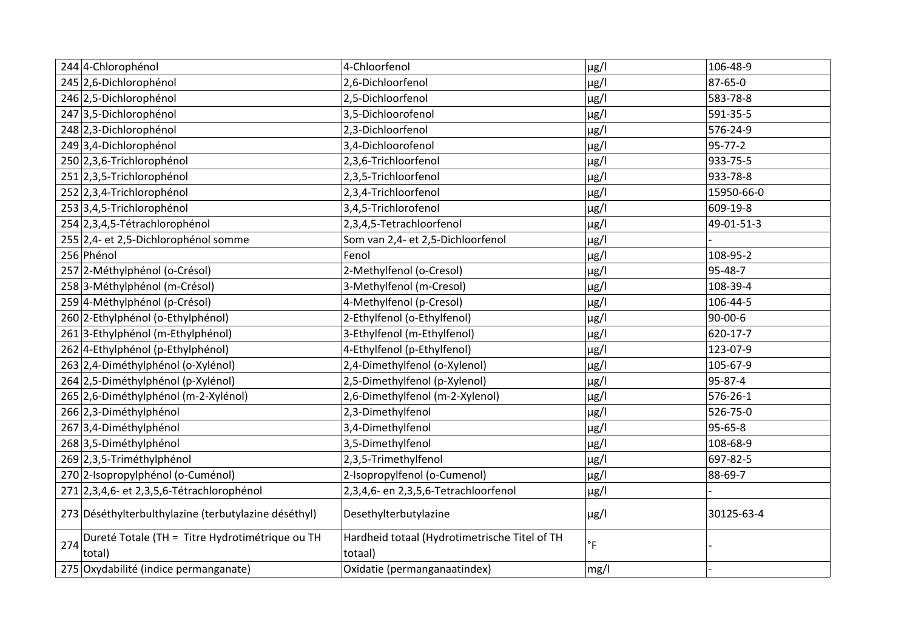| | | | | |
|---|---|---|---|---|
| 244 | 4-Chlorophénol | 4-Chloorfenol | µg/l | 106-48-9 |
| 245 | 2,6-Dichlorophénol | 2,6-Dichloorfenol | µg/l | 87-65-0 |
| 246 | 2,5-Dichlorophénol | 2,5-Dichloorfenol | µg/l | 583-78-8 |
| 247 | 3,5-Dichlorophénol | 3,5-Dichloorofenol | µg/l | 591-35-5 |
| 248 | 2,3-Dichlorophénol | 2,3-Dichloorfenol | µg/l | 576-24-9 |
| 249 | 3,4-Dichlorophénol | 3,4-Dichloorofenol | µg/l | 95-77-2 |
| 250 | 2,3,6-Trichlorophénol | 2,3,6-Trichloorfenol | µg/l | 933-75-5 |
| 251 | 2,3,5-Trichlorophénol | 2,3,5-Trichloorfenol | µg/l | 933-78-8 |
| 252 | 2,3,4-Trichlorophénol | 2,3,4-Trichloorfenol | µg/l | 15950-66-0 |
| 253 | 3,4,5-Trichlorophénol | 3,4,5-Trichlorofenol | µg/l | 609-19-8 |
| 254 | 2,3,4,5-Tétrachlorophénol | 2,3,4,5-Tetrachloorfenol | µg/l | 49-01-51-3 |
| 255 | 2,4- et 2,5-Dichlorophénol somme | Som van 2,4- et 2,5-Dichloorfenol | µg/l | - |
| 256 | Phénol | Fenol | µg/l | 108-95-2 |
| 257 | 2-Méthylphénol (o-Crésol) | 2-Methylfenol (o-Cresol) | µg/l | 95-48-7 |
| 258 | 3-Méthylphénol (m-Crésol) | 3-Methylfenol (m-Cresol) | µg/l | 108-39-4 |
| 259 | 4-Méthylphénol (p-Crésol) | 4-Methylfenol (p-Cresol) | µg/l | 106-44-5 |
| 260 | 2-Ethylphénol (o-Ethylphénol) | 2-Ethylfenol (o-Ethylfenol) | µg/l | 90-00-6 |
| 261 | 3-Ethylphénol (m-Ethylphénol) | 3-Ethylfenol (m-Ethylfenol) | µg/l | 620-17-7 |
| 262 | 4-Ethylphénol (p-Ethylphénol) | 4-Ethylfenol (p-Ethylfenol) | µg/l | 123-07-9 |
| 263 | 2,4-Diméthylphénol (o-Xylénol) | 2,4-Dimethylfenol (o-Xylenol) | µg/l | 105-67-9 |
| 264 | 2,5-Diméthylphénol (p-Xylénol) | 2,5-Dimethylfenol (p-Xylenol) | µg/l | 95-87-4 |
| 265 | 2,6-Diméthylphénol (m-2-Xylénol) | 2,6-Dimethylfenol (m-2-Xylenol) | µg/l | 576-26-1 |
| 266 | 2,3-Diméthylphénol | 2,3-Dimethylfenol | µg/l | 526-75-0 |
| 267 | 3,4-Diméthylphénol | 3,4-Dimethylfenol | µg/l | 95-65-8 |
| 268 | 3,5-Diméthylphénol | 3,5-Dimethylfenol | µg/l | 108-68-9 |
| 269 | 2,3,5-Triméthylphénol | 2,3,5-Trimethylfenol | µg/l | 697-82-5 |
| 270 | 2-Isopropylphénol (o-Cuménol) | 2-Isopropylfenol (o-Cumenol) | µg/l | 88-69-7 |
| 271 | 2,3,4,6- et 2,3,5,6-Tétrachlorophénol | 2,3,4,6- en 2,3,5,6-Tetrachloorfenol | µg/l | - |
| 273 | Déséthylterbulthylazine (terbutylazine déséthyl) | Desethylterbutylazine | µg/l | 30125-63-4 |
| 274 | Dureté Totale (TH = Titre Hydrotimétrique ou TH total) | Hardheid totaal (Hydrotimetrische Titel of TH totaal) | °F | - |
| 275 | Oxydabilité (indice permanganate) | Oxidatie (permanganaatindex) | mg/l | - |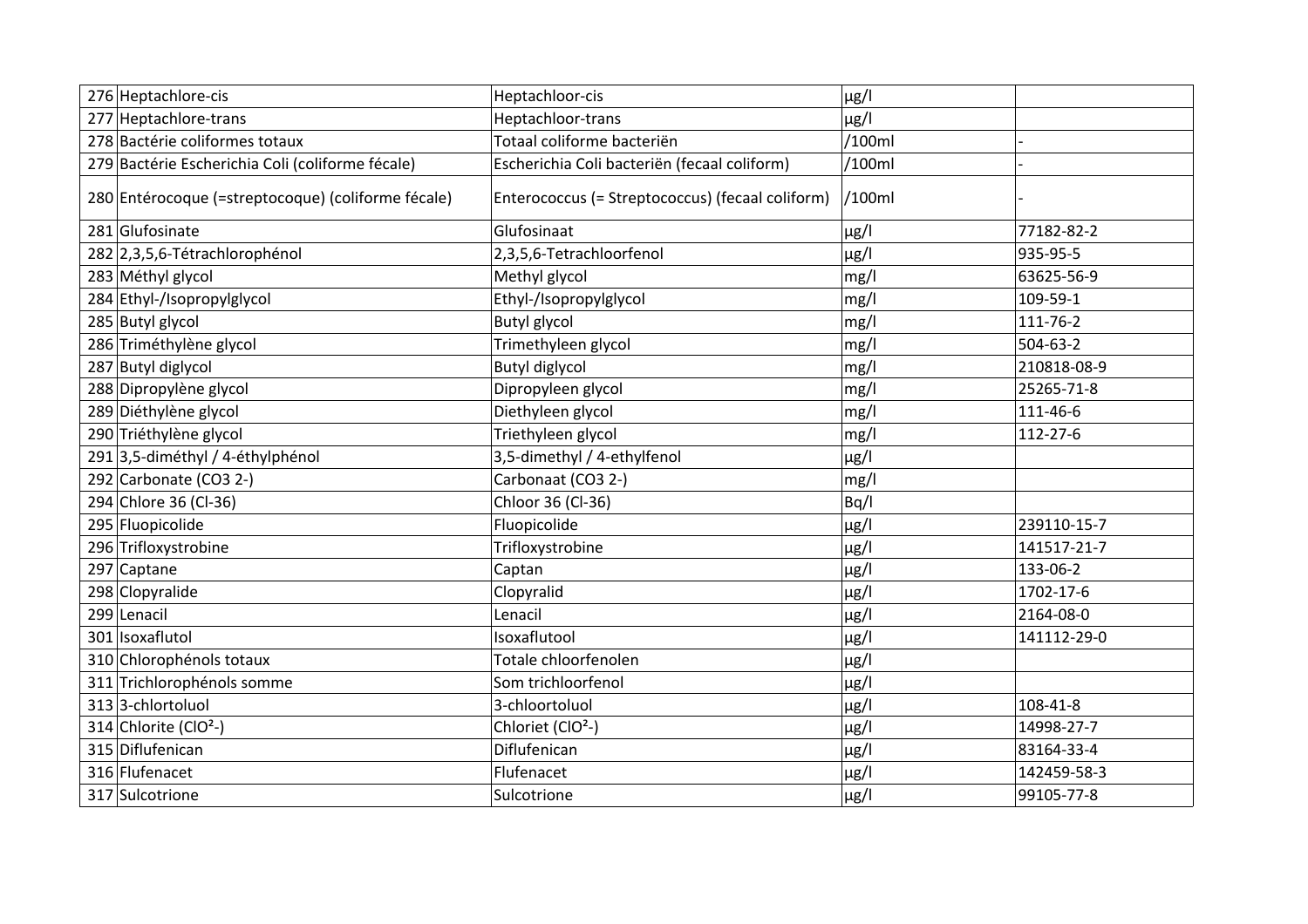| | | | | |
|---|---|---|---|---|
| 276 | Heptachlore-cis | Heptachloor-cis | µg/l | |
| 277 | Heptachlore-trans | Heptachloor-trans | µg/l | |
| 278 | Bactérie coliformes totaux | Totaal coliforme bacteriën | /100ml | - |
| 279 | Bactérie Escherichia Coli (coliforme fécale) | Escherichia Coli bacteriën (fecaal coliform) | /100ml | - |
| 280 | Entérocoque (=streptocoque) (coliforme fécale) | Enterococcus (= Streptococcus) (fecaal coliform) | /100ml | - |
| 281 | Glufosinate | Glufosinaat | µg/l | 77182-82-2 |
| 282 | 2,3,5,6-Tétrachlorophénol | 2,3,5,6-Tetrachloorfenol | µg/l | 935-95-5 |
| 283 | Méthyl glycol | Methyl glycol | mg/l | 63625-56-9 |
| 284 | Ethyl-/Isopropylglycol | Ethyl-/Isopropylglycol | mg/l | 109-59-1 |
| 285 | Butyl glycol | Butyl glycol | mg/l | 111-76-2 |
| 286 | Triméthylène glycol | Trimethyleen glycol | mg/l | 504-63-2 |
| 287 | Butyl diglycol | Butyl diglycol | mg/l | 210818-08-9 |
| 288 | Dipropylène glycol | Dipropyleen glycol | mg/l | 25265-71-8 |
| 289 | Diéthylène glycol | Diethyleen glycol | mg/l | 111-46-6 |
| 290 | Triéthylène glycol | Triethyleen glycol | mg/l | 112-27-6 |
| 291 | 3,5-diméthyl / 4-éthylphénol | 3,5-dimethyl / 4-ethylfenol | µg/l | |
| 292 | Carbonate (CO3 2-) | Carbonaat (CO3 2-) | mg/l | |
| 294 | Chlore 36 (Cl-36) | Chloor 36 (Cl-36) | Bq/l | |
| 295 | Fluopicolide | Fluopicolide | µg/l | 239110-15-7 |
| 296 | Trifloxystrobine | Trifloxystrobine | µg/l | 141517-21-7 |
| 297 | Captane | Captan | µg/l | 133-06-2 |
| 298 | Clopyralide | Clopyralid | µg/l | 1702-17-6 |
| 299 | Lenacil | Lenacil | µg/l | 2164-08-0 |
| 301 | Isoxaflutol | Isoxaflutool | µg/l | 141112-29-0 |
| 310 | Chlorophénols totaux | Totale chloorfenolen | µg/l | |
| 311 | Trichlorophénols somme | Som trichloorfenol | µg/l | |
| 313 | 3-chlortoluol | 3-chloortoluol | µg/l | 108-41-8 |
| 314 | Chlorite ($ClO^{2}$-) | Chloriet ($ClO^{2}$-) | µg/l | 14998-27-7 |
| 315 | Diflufenican | Diflufenican | µg/l | 83164-33-4 |
| 316 | Flufenacet | Flufenacet | µg/l | 142459-58-3 |
| 317 | Sulcotrione | Sulcotrione | µg/l | 99105-77-8 |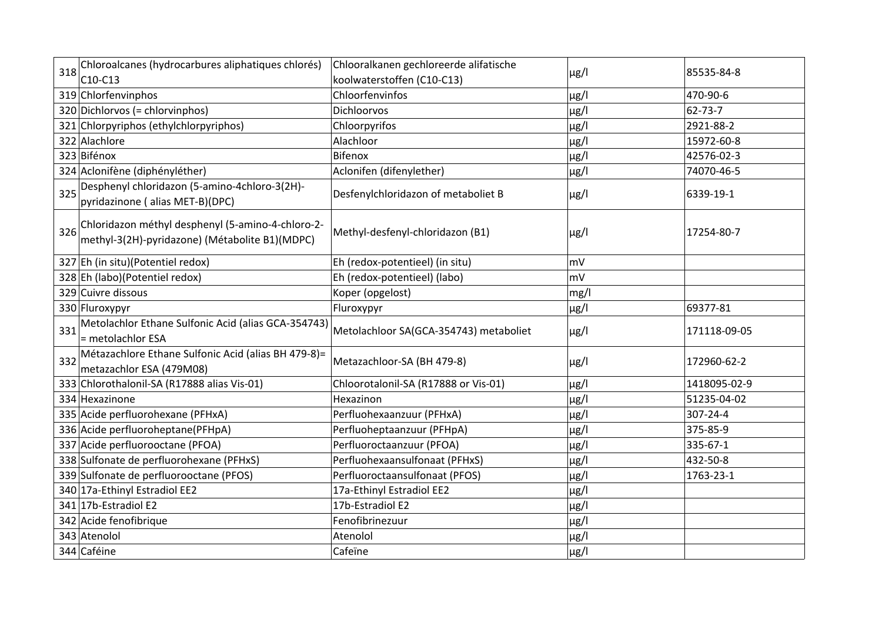| 318 | Chloroalcanes (hydrocarbures aliphatiques chlorés) C10-C13 | Chlooralkanen gechloreerde alifatische koolwaterstoffen (C10-C13) | µg/l | 85535-84-8 |
|---|---|---|---|---|
| 319 | Chlorfenvinphos | Chloorfenvinfos | µg/l | 470-90-6 |
| 320 | Dichlorvos (= chlorvinphos) | Dichloorvos | µg/l | 62-73-7 |
| 321 | Chlorpyriphos (ethylchlorpyriphos) | Chloorpyrifos | µg/l | 2921-88-2 |
| 322 | Alachlore | Alachloor | µg/l | 15972-60-8 |
| 323 | Bifénox | Bifenox | µg/l | 42576-02-3 |
| 324 | Aclonifène (diphényléther) | Aclonifen (difenylether) | µg/l | 74070-46-5 |
| 325 | Desphenyl chloridazon (5-amino-4chloro-3(2H)-pyridazinone ( alias MET-B)(DPC) | Desfenylchloridazon of metaboliet B | µg/l | 6339-19-1 |
| 326 | Chloridazon méthyl desphenyl (5-amino-4-chloro-2-methyl-3(2H)-pyridazone) (Métabolite B1)(MDPC) | Methyl-desfenyl-chloridazon (B1) | µg/l | 17254-80-7 |
| 327 | Eh (in situ)(Potentiel redox) | Eh (redox-potentieel) (in situ) | mV | |
| 328 | Eh (labo)(Potentiel redox) | Eh (redox-potentieel) (labo) | mV | |
| 329 | Cuivre dissous | Koper (opgelost) | mg/l | |
| 330 | Fluroxypyr | Fluroxypyr | µg/l | 69377-81 |
| 331 | Metolachlor Ethane Sulfonic Acid (alias GCA-354743) = metolachlor ESA | Metolachloor SA(GCA-354743) metaboliet | µg/l | 171118-09-05 |
| 332 | Métazachlore Ethane Sulfonic Acid (alias BH 479-8)= metazachlor ESA (479M08) | Metazachloor-SA (BH 479-8) | µg/l | 172960-62-2 |
| 333 | Chlorothalonil-SA (R17888 alias Vis-01) | Chloorotalonil-SA (R17888 or Vis-01) | µg/l | 1418095-02-9 |
| 334 | Hexazinone | Hexazinon | µg/l | 51235-04-02 |
| 335 | Acide perfluorohexane (PFHxA) | Perfluohexaanzuur (PFHxA) | µg/l | 307-24-4 |
| 336 | Acide perfluoroheptane(PFHpA) | Perfluoheptaanzuur (PFHpA) | µg/l | 375-85-9 |
| 337 | Acide perfluorooctane (PFOA) | Perfluoroctaanzuur (PFOA) | µg/l | 335-67-1 |
| 338 | Sulfonate de perfluorohexane (PFHxS) | Perfluohexaansulfonaat (PFHxS) | µg/l | 432-50-8 |
| 339 | Sulfonate de perfluorooctane (PFOS) | Perfluoroctaansulfonaat (PFOS) | µg/l | 1763-23-1 |
| 340 | 17a-Ethinyl Estradiol EE2 | 17a-Ethinyl Estradiol EE2 | µg/l | |
| 341 | 17b-Estradiol E2 | 17b-Estradiol E2 | µg/l | |
| 342 | Acide fenofibrique | Fenofibrinezuur | µg/l | |
| 343 | Atenolol | Atenolol | µg/l | |
| 344 | Caféine | Cafeïne | µg/l | |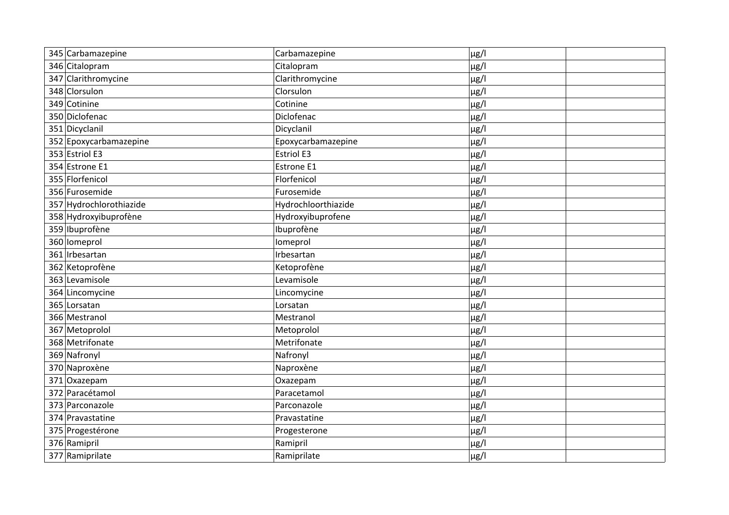| | | | | |
|---|---|---|---|---|
| 345 | Carbamazepine | Carbamazepine | µg/l | |
| 346 | Citalopram | Citalopram | µg/l | |
| 347 | Clarithromycine | Clarithromycine | µg/l | |
| 348 | Clorsulon | Clorsulon | µg/l | |
| 349 | Cotinine | Cotinine | µg/l | |
| 350 | Diclofenac | Diclofenac | µg/l | |
| 351 | Dicyclanil | Dicyclanil | µg/l | |
| 352 | Epoxycarbamazepine | Epoxycarbamazepine | µg/l | |
| 353 | Estriol E3 | Estriol E3 | µg/l | |
| 354 | Estrone E1 | Estrone E1 | µg/l | |
| 355 | Florfenicol | Florfenicol | µg/l | |
| 356 | Furosemide | Furosemide | µg/l | |
| 357 | Hydrochlorothiazide | Hydrochloorthiazide | µg/l | |
| 358 | Hydroxyibuprofène | Hydroxyibuprofene | µg/l | |
| 359 | Ibuprofène | Ibuprofène | µg/l | |
| 360 | Iomeprol | Iomeprol | µg/l | |
| 361 | Irbesartan | Irbesartan | µg/l | |
| 362 | Ketoprofène | Ketoprofène | µg/l | |
| 363 | Levamisole | Levamisole | µg/l | |
| 364 | Lincomycine | Lincomycine | µg/l | |
| 365 | Lorsatan | Lorsatan | µg/l | |
| 366 | Mestranol | Mestranol | µg/l | |
| 367 | Metoprolol | Metoprolol | µg/l | |
| 368 | Metrifonate | Metrifonate | µg/l | |
| 369 | Nafronyl | Nafronyl | µg/l | |
| 370 | Naproxène | Naproxène | µg/l | |
| 371 | Oxazepam | Oxazepam | µg/l | |
| 372 | Paracétamol | Paracetamol | µg/l | |
| 373 | Parconazole | Parconazole | µg/l | |
| 374 | Pravastatine | Pravastatine | µg/l | |
| 375 | Progestérone | Progesterone | µg/l | |
| 376 | Ramipril | Ramipril | µg/l | |
| 377 | Ramiprilate | Ramiprilate | µg/l | |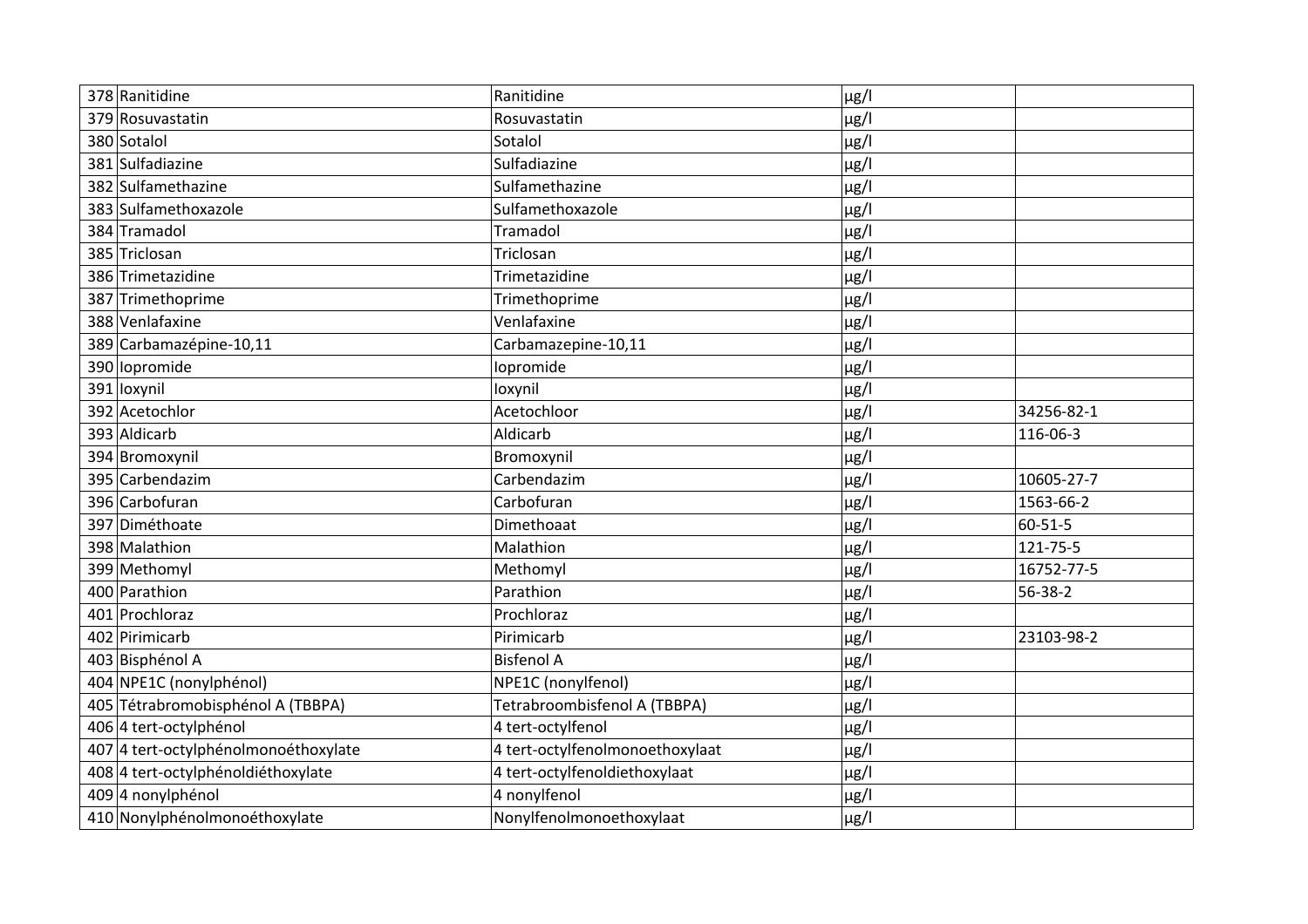| | | | | |
|---|---|---|---|---|
| 378 | Ranitidine | Ranitidine | µg/l | |
| 379 | Rosuvastatin | Rosuvastatin | µg/l | |
| 380 | Sotalol | Sotalol | µg/l | |
| 381 | Sulfadiazine | Sulfadiazine | µg/l | |
| 382 | Sulfamethazine | Sulfamethazine | µg/l | |
| 383 | Sulfamethoxazole | Sulfamethoxazole | µg/l | |
| 384 | Tramadol | Tramadol | µg/l | |
| 385 | Triclosan | Triclosan | µg/l | |
| 386 | Trimetazidine | Trimetazidine | µg/l | |
| 387 | Trimethoprime | Trimethoprime | µg/l | |
| 388 | Venlafaxine | Venlafaxine | µg/l | |
| 389 | Carbamazépine-10,11 | Carbamazepine-10,11 | µg/l | |
| 390 | Iopromide | Iopromide | µg/l | |
| 391 | Ioxynil | Ioxynil | µg/l | |
| 392 | Acetochlor | Acetochloor | µg/l | 34256-82-1 |
| 393 | Aldicarb | Aldicarb | µg/l | 116-06-3 |
| 394 | Bromoxynil | Bromoxynil | µg/l | |
| 395 | Carbendazim | Carbendazim | µg/l | 10605-27-7 |
| 396 | Carbofuran | Carbofuran | µg/l | 1563-66-2 |
| 397 | Diméthoate | Dimethoaat | µg/l | 60-51-5 |
| 398 | Malathion | Malathion | µg/l | 121-75-5 |
| 399 | Methomyl | Methomyl | µg/l | 16752-77-5 |
| 400 | Parathion | Parathion | µg/l | 56-38-2 |
| 401 | Prochloraz | Prochloraz | µg/l | |
| 402 | Pirimicarb | Pirimicarb | µg/l | 23103-98-2 |
| 403 | Bisphénol A | Bisfenol A | µg/l | |
| 404 | NPE1C (nonylphénol) | NPE1C (nonylfenol) | µg/l | |
| 405 | Tétrabromobisphénol A (TBBPA) | Tetrabroombisfenol A (TBBPA) | µg/l | |
| 406 | 4 tert-octylphénol | 4 tert-octylfenol | µg/l | |
| 407 | 4 tert-octylphénolmonoéthoxylate | 4 tert-octylfenolmonoethoxylaat | µg/l | |
| 408 | 4 tert-octylphénoldiéthoxylate | 4 tert-octylfenoldiethoxylaat | µg/l | |
| 409 | 4 nonylphénol | 4 nonylfenol | µg/l | |
| 410 | Nonylphénolmonoéthoxylate | Nonylfenolmonoethoxylaat | µg/l | |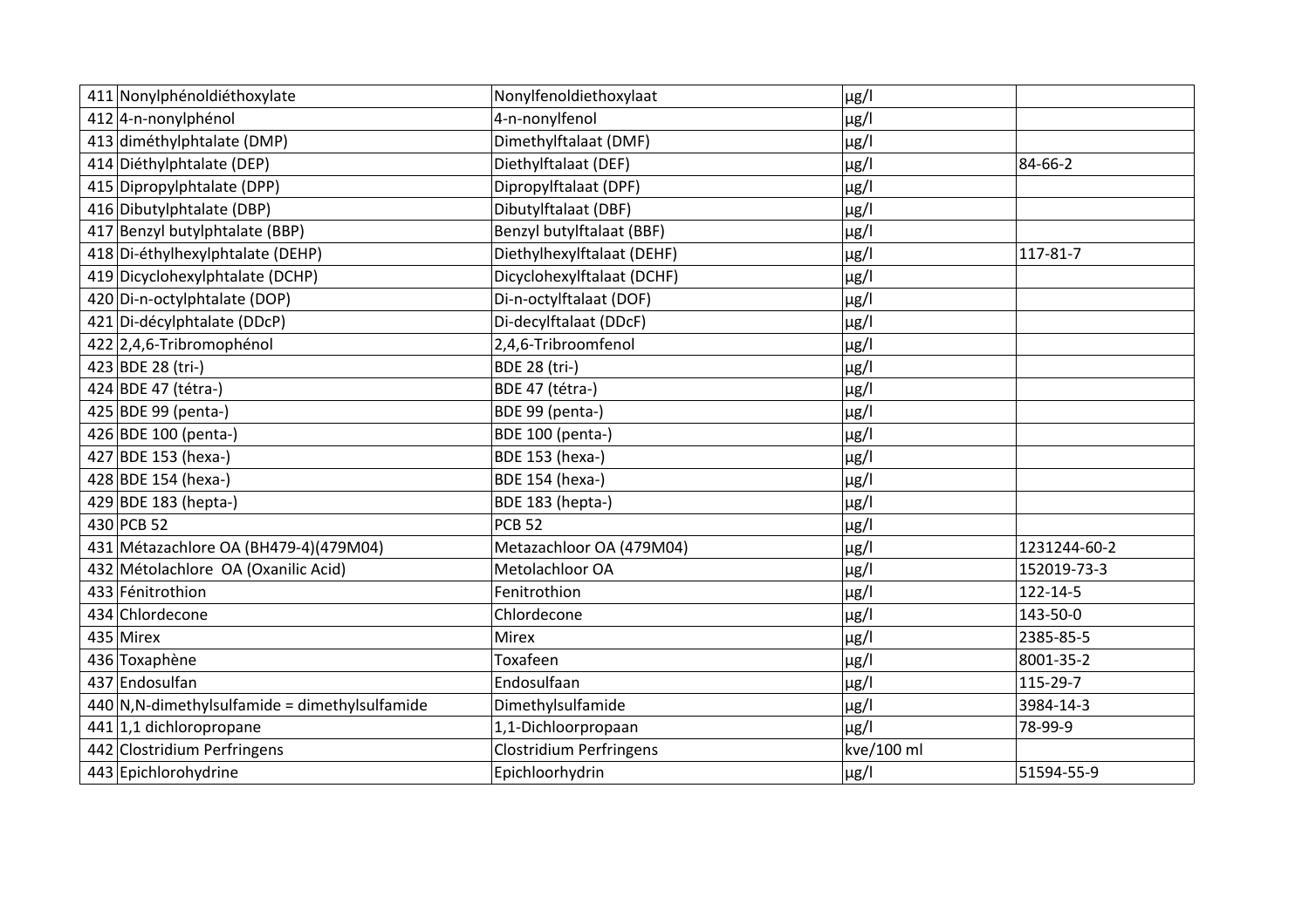| | | | | |
|---|---|---|---|---|
| 411 | Nonylphénoldiéthoxylate | Nonylfenoldiethoxylaat | µg/l | |
| 412 | 4-n-nonylphénol | 4-n-nonylfenol | µg/l | |
| 413 | diméthylphtalate (DMP) | Dimethylftalaat (DMF) | µg/l | |
| 414 | Diéthylphtalate (DEP) | Diethylftalaat (DEF) | µg/l | 84-66-2 |
| 415 | Dipropylphtalate (DPP) | Dipropylftalaat (DPF) | µg/l | |
| 416 | Dibutylphtalate (DBP) | Dibutylftalaat (DBF) | µg/l | |
| 417 | Benzyl butylphtalate (BBP) | Benzyl butylftalaat (BBF) | µg/l | |
| 418 | Di-éthylhexylphtalate (DEHP) | Diethylhexylftalaat (DEHF) | µg/l | 117-81-7 |
| 419 | Dicyclohexylphtalate (DCHP) | Dicyclohexylftalaat (DCHF) | µg/l | |
| 420 | Di-n-octylphtalate (DOP) | Di-n-octylftalaat (DOF) | µg/l | |
| 421 | Di-décylphtalate (DDcP) | Di-decylftalaat (DDcF) | µg/l | |
| 422 | 2,4,6-Tribromophénol | 2,4,6-Tribroomfenol | µg/l | |
| 423 | BDE 28 (tri-) | BDE 28 (tri-) | µg/l | |
| 424 | BDE 47 (tétra-) | BDE 47 (tétra-) | µg/l | |
| 425 | BDE 99 (penta-) | BDE 99 (penta-) | µg/l | |
| 426 | BDE 100 (penta-) | BDE 100 (penta-) | µg/l | |
| 427 | BDE 153 (hexa-) | BDE 153 (hexa-) | µg/l | |
| 428 | BDE 154 (hexa-) | BDE 154 (hexa-) | µg/l | |
| 429 | BDE 183 (hepta-) | BDE 183 (hepta-) | µg/l | |
| 430 | PCB 52 | PCB 52 | µg/l | |
| 431 | Métazachlore OA (BH479-4)(479M04) | Metazachloor OA (479M04) | µg/l | 1231244-60-2 |
| 432 | Métolachlore OA (Oxanilic Acid) | Metolachloor OA | µg/l | 152019-73-3 |
| 433 | Fénitrothion | Fenitrothion | µg/l | 122-14-5 |
| 434 | Chlordecone | Chlordecone | µg/l | 143-50-0 |
| 435 | Mirex | Mirex | µg/l | 2385-85-5 |
| 436 | Toxaphène | Toxafeen | µg/l | 8001-35-2 |
| 437 | Endosulfan | Endosulfaan | µg/l | 115-29-7 |
| 440 | N,N-dimethylsulfamide = dimethylsulfamide | Dimethylsulfamide | µg/l | 3984-14-3 |
| 441 | 1,1 dichloropropane | 1,1-Dichloorpropaan | µg/l | 78-99-9 |
| 442 | Clostridium Perfringens | Clostridium Perfringens | kve/100 ml | |
| 443 | Epichlorohydrine | Epichloorhydrin | µg/l | 51594-55-9 |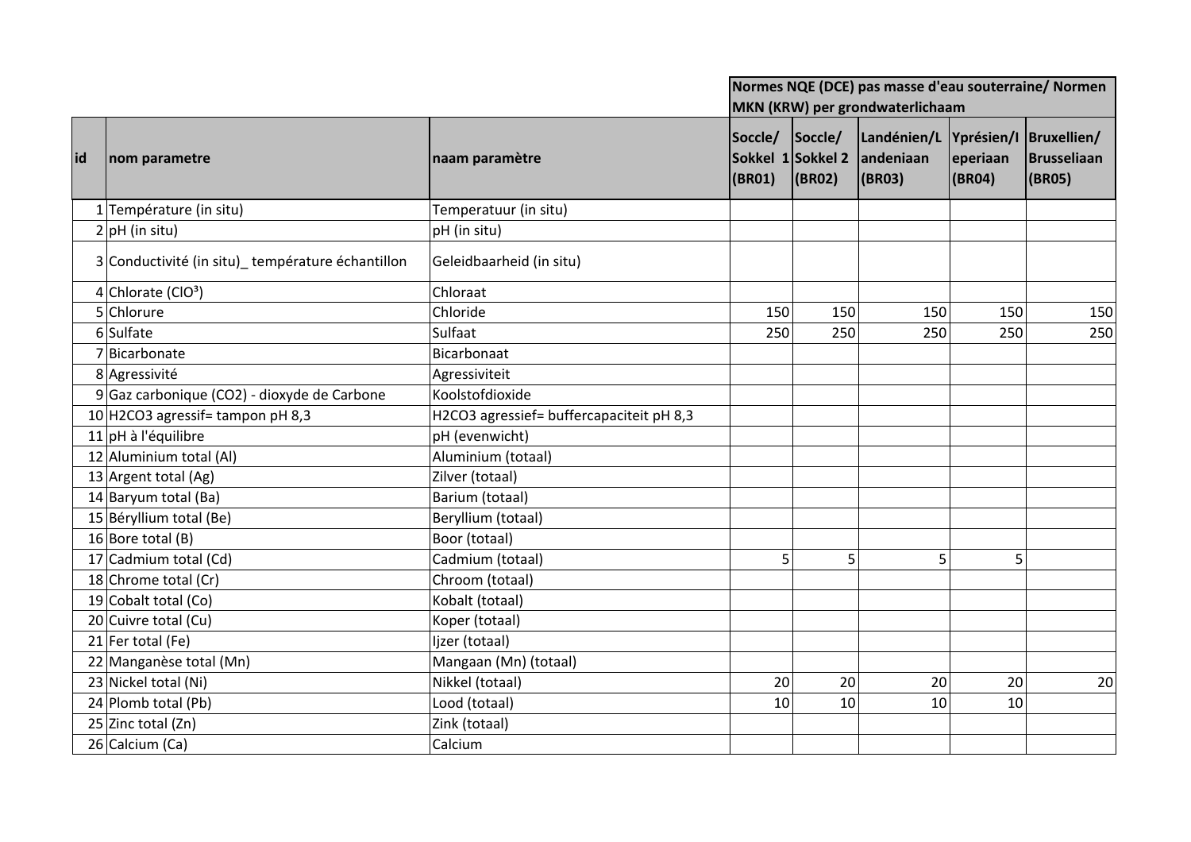| id | nom parametre | naam paramètre | Normes NQE (DCE) pas masse d'eau souterraine/ Normen MKN (KRW) per grondwaterlichaam | | | | |
|---|---|---|---|---|---|---|---|
| | | | Soccle/ Sokkel 1 (BR01) | Soccle/ Sokkel 2 (BR02) | Landénien/Landeniaan (BR03) | Yprésien/Ieperiaan (BR04) | Bruxellien/ Brusseliaan (BR05) |
| 1 | Température (in situ) | Temperatuur (in situ) | | | | | |
| 2 | pH (in situ) | pH (in situ) | | | | | |
| 3 | Conductivité (in situ)_ température échantillon | Geleidbaarheid (in situ) | | | | | |
| 4 | Chlorate ($ClO^3$) | Chloraat | | | | | |
| 5 | Chlorure | Chloride | 150 | 150 | 150 | 150 | 150 |
| 6 | Sulfate | Sulfaat | 250 | 250 | 250 | 250 | 250 |
| 7 | Bicarbonate | Bicarbonaat | | | | | |
| 8 | Agressivité | Agressiviteit | | | | | |
| 9 | Gaz carbonique (CO2) - dioxyde de Carbone | Koolstofdioxide | | | | | |
| 10 | H2CO3 agressif= tampon pH 8,3 | H2CO3 agressief= buffercapaciteit pH 8,3 | | | | | |
| 11 | pH à l'équilibre | pH (evenwicht) | | | | | |
| 12 | Aluminium total (Al) | Aluminium (totaal) | | | | | |
| 13 | Argent total (Ag) | Zilver (totaal) | | | | | |
| 14 | Baryum total (Ba) | Barium (totaal) | | | | | |
| 15 | Béryllium total (Be) | Beryllium (totaal) | | | | | |
| 16 | Bore total (B) | Boor (totaal) | | | | | |
| 17 | Cadmium total (Cd) | Cadmium (totaal) | 5 | 5 | 5 | 5 | |
| 18 | Chrome total (Cr) | Chroom (totaal) | | | | | |
| 19 | Cobalt total (Co) | Kobalt (totaal) | | | | | |
| 20 | Cuivre total (Cu) | Koper (totaal) | | | | | |
| 21 | Fer total (Fe) | Ijzer (totaal) | | | | | |
| 22 | Manganèse total (Mn) | Mangaan (Mn) (totaal) | | | | | |
| 23 | Nickel total (Ni) | Nikkel (totaal) | 20 | 20 | 20 | 20 | 20 |
| 24 | Plomb total (Pb) | Lood (totaal) | 10 | 10 | 10 | 10 | |
| 25 | Zinc total (Zn) | Zink (totaal) | | | | | |
| 26 | Calcium (Ca) | Calcium | | | | | |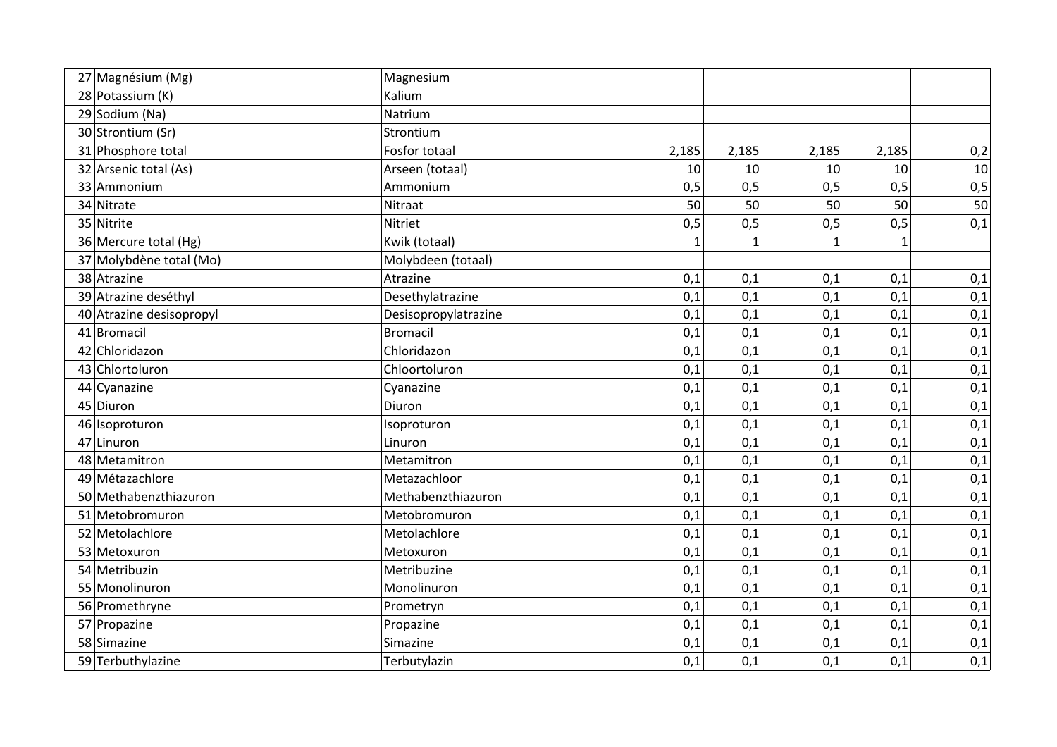| | | | | | | |
|---|---|---|---|---|---|---|
| 27 | Magnésium (Mg) | Magnesium | | | | | |
| 28 | Potassium (K) | Kalium | | | | | |
| 29 | Sodium (Na) | Natrium | | | | | |
| 30 | Strontium (Sr) | Strontium | | | | | |
| 31 | Phosphore total | Fosfor totaal | 2,185 | 2,185 | 2,185 | 2,185 | 0,2 |
| 32 | Arsenic total (As) | Arseen (totaal) | 10 | 10 | 10 | 10 | 10 |
| 33 | Ammonium | Ammonium | 0,5 | 0,5 | 0,5 | 0,5 | 0,5 |
| 34 | Nitrate | Nitraat | 50 | 50 | 50 | 50 | 50 |
| 35 | Nitrite | Nitriet | 0,5 | 0,5 | 0,5 | 0,5 | 0,1 |
| 36 | Mercure total (Hg) | Kwik (totaal) | 1 | 1 | 1 | 1 | |
| 37 | Molybdène total (Mo) | Molybdeen (totaal) | | | | | |
| 38 | Atrazine | Atrazine | 0,1 | 0,1 | 0,1 | 0,1 | 0,1 |
| 39 | Atrazine deséthyl | Desethylatrazine | 0,1 | 0,1 | 0,1 | 0,1 | 0,1 |
| 40 | Atrazine desisopropyl | Desisopropylatrazine | 0,1 | 0,1 | 0,1 | 0,1 | 0,1 |
| 41 | Bromacil | Bromacil | 0,1 | 0,1 | 0,1 | 0,1 | 0,1 |
| 42 | Chloridazon | Chloridazon | 0,1 | 0,1 | 0,1 | 0,1 | 0,1 |
| 43 | Chlortoluron | Chloortoluron | 0,1 | 0,1 | 0,1 | 0,1 | 0,1 |
| 44 | Cyanazine | Cyanazine | 0,1 | 0,1 | 0,1 | 0,1 | 0,1 |
| 45 | Diuron | Diuron | 0,1 | 0,1 | 0,1 | 0,1 | 0,1 |
| 46 | Isoproturon | Isoproturon | 0,1 | 0,1 | 0,1 | 0,1 | 0,1 |
| 47 | Linuron | Linuron | 0,1 | 0,1 | 0,1 | 0,1 | 0,1 |
| 48 | Metamitron | Metamitron | 0,1 | 0,1 | 0,1 | 0,1 | 0,1 |
| 49 | Métazachlore | Metazachloor | 0,1 | 0,1 | 0,1 | 0,1 | 0,1 |
| 50 | Methabenzthiazuron | Methabenzthiazuron | 0,1 | 0,1 | 0,1 | 0,1 | 0,1 |
| 51 | Metobromuron | Metobromuron | 0,1 | 0,1 | 0,1 | 0,1 | 0,1 |
| 52 | Metolachlore | Metolachlore | 0,1 | 0,1 | 0,1 | 0,1 | 0,1 |
| 53 | Metoxuron | Metoxuron | 0,1 | 0,1 | 0,1 | 0,1 | 0,1 |
| 54 | Metribuzin | Metribuzine | 0,1 | 0,1 | 0,1 | 0,1 | 0,1 |
| 55 | Monolinuron | Monolinuron | 0,1 | 0,1 | 0,1 | 0,1 | 0,1 |
| 56 | Promethryne | Prometryn | 0,1 | 0,1 | 0,1 | 0,1 | 0,1 |
| 57 | Propazine | Propazine | 0,1 | 0,1 | 0,1 | 0,1 | 0,1 |
| 58 | Simazine | Simazine | 0,1 | 0,1 | 0,1 | 0,1 | 0,1 |
| 59 | Terbuthylazine | Terbutylazin | 0,1 | 0,1 | 0,1 | 0,1 | 0,1 |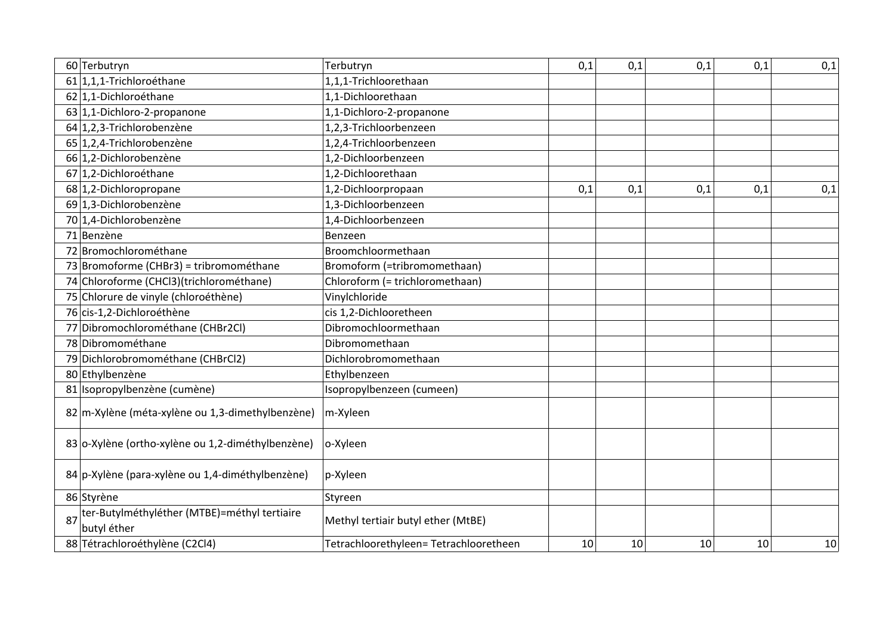| | | | | | | | |
|---|---|---|---|---|---|---|---|
| 60 | Terbutryn | Terbutryn | 0,1 | 0,1 | 0,1 | 0,1 | 0,1 |
| 61 | 1,1,1-Trichloroéthane | 1,1,1-Trichloorethaan | | | | | |
| 62 | 1,1-Dichloroéthane | 1,1-Dichloorethaan | | | | | |
| 63 | 1,1-Dichloro-2-propanone | 1,1-Dichloro-2-propanone | | | | | |
| 64 | 1,2,3-Trichlorobenzène | 1,2,3-Trichloorbenzeen | | | | | |
| 65 | 1,2,4-Trichlorobenzène | 1,2,4-Trichloorbenzeen | | | | | |
| 66 | 1,2-Dichlorobenzène | 1,2-Dichloorbenzeen | | | | | |
| 67 | 1,2-Dichloroéthane | 1,2-Dichloorethaan | | | | | |
| 68 | 1,2-Dichloropropane | 1,2-Dichloorpropaan | 0,1 | 0,1 | 0,1 | 0,1 | 0,1 |
| 69 | 1,3-Dichlorobenzène | 1,3-Dichloorbenzeen | | | | | |
| 70 | 1,4-Dichlorobenzène | 1,4-Dichloorbenzeen | | | | | |
| 71 | Benzène | Benzeen | | | | | |
| 72 | Bromochlorométhane | Broomchloormethaan | | | | | |
| 73 | Bromoforme (CHBr3) = tribromométhane | Bromoform (=tribromomethaan) | | | | | |
| 74 | Chloroforme (CHCl3)(trichlorométhane) | Chloroform (= trichloromethaan) | | | | | |
| 75 | Chlorure de vinyle (chloroéthène) | Vinylchloride | | | | | |
| 76 | cis-1,2-Dichloroéthène | cis 1,2-Dichlooretheen | | | | | |
| 77 | Dibromochlorométhane (CHBr2Cl) | Dibromochloormethaan | | | | | |
| 78 | Dibromométhane | Dibromomethaan | | | | | |
| 79 | Dichlorobromométhane (CHBrCl2) | Dichlorobromomethaan | | | | | |
| 80 | Ethylbenzène | Ethylbenzeen | | | | | |
| 81 | Isopropylbenzène (cumène) | Isopropylbenzeen (cumeen) | | | | | |
| 82 | m-Xylène (méta-xylène ou 1,3-dimethylbenzène) | m-Xyleen | | | | | |
| 83 | o-Xylène (ortho-xylène ou 1,2-diméthylbenzène) | o-Xyleen | | | | | |
| 84 | p-Xylène (para-xylène ou 1,4-diméthylbenzène) | p-Xyleen | | | | | |
| 86 | Styrène | Styreen | | | | | |
| 87 | ter-Butylméthyléther (MTBE)=méthyl tertiaire butyl éther | Methyl tertiair butyl ether (MtBE) | | | | | |
| 88 | Tétrachloroéthylène (C2Cl4) | Tetrachloorethyleen= Tetrachlooretheen | 10 | 10 | 10 | 10 | 10 |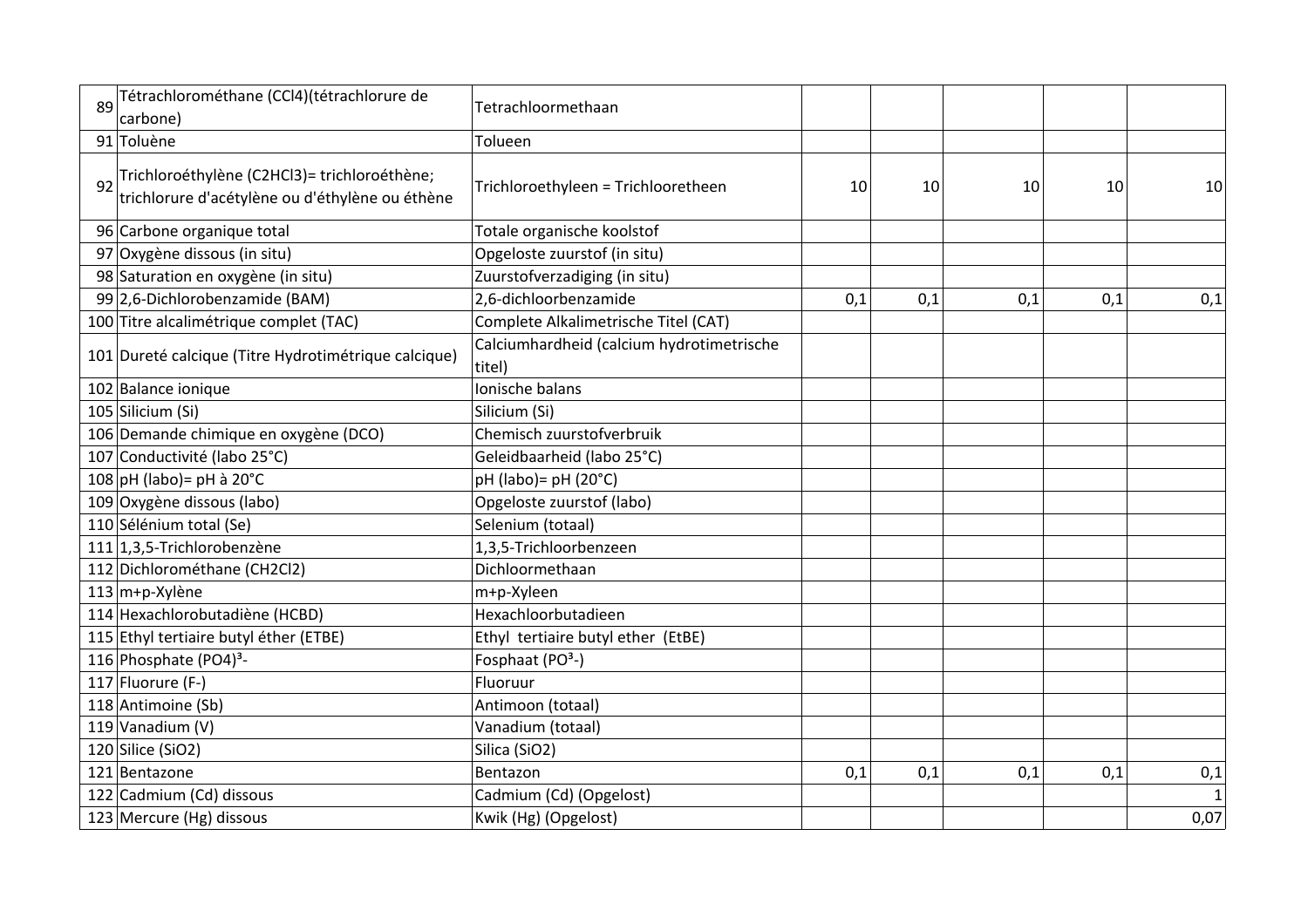| | | | | | | | |
|---|---|---|---|---|---|---|---|
| 89 | Tétrachlorométhane ($CCl_4$)(tétrachlorure de carbone) | Tetrachloormethaan | | | | | |
| 91 | Toluène | Tolueen | | | | | |
| 92 | Trichloroéthylène ($C_2HCl_3$)= trichloroéthène; trichlorure d'acétylène ou d'éthylène ou éthène | Trichloroethyleen = Trichlooretheen | 10 | 10 | 10 | 10 | 10 |
| 96 | Carbone organique total | Totale organische koolstof | | | | | |
| 97 | Oxygène dissous (in situ) | Opgeloste zuurstof (in situ) | | | | | |
| 98 | Saturation en oxygène (in situ) | Zuurstofverzadiging (in situ) | | | | | |
| 99 | 2,6-Dichlorobenzamide (BAM) | 2,6-dichloorbenzamide | 0,1 | 0,1 | 0,1 | 0,1 | 0,1 |
| 100 | Titre alcalimétrique complet (TAC) | Complete Alkalimetrische Titel (CAT) | | | | | |
| 101 | Dureté calcique (Titre Hydrotimétrique calcique) | Calciumhardheid (calcium hydrotimetrische titel) | | | | | |
| 102 | Balance ionique | Ionische balans | | | | | |
| 105 | Silicium (Si) | Silicium (Si) | | | | | |
| 106 | Demande chimique en oxygène (DCO) | Chemisch zuurstofverbruik | | | | | |
| 107 | Conductivité (labo 25°C) | Geleidbaarheid (labo 25°C) | | | | | |
| 108 | pH (labo)= pH à 20°C | pH (labo)= pH (20°C) | | | | | |
| 109 | Oxygène dissous (labo) | Opgeloste zuurstof (labo) | | | | | |
| 110 | Sélénium total (Se) | Selenium (totaal) | | | | | |
| 111 | 1,3,5-Trichlorobenzène | 1,3,5-Trichloorbenzeen | | | | | |
| 112 | Dichlorométhane ($CH_2Cl_2$) | Dichloormethaan | | | | | |
| 113 | m+p-Xylène | m+p-Xyleen | | | | | |
| 114 | Hexachlorobutadiène (HCBD) | Hexachloorbutadieen | | | | | |
| 115 | Ethyl tertiaire butyl éther (ETBE) | Ethyl tertiaire butyl ether (EtBE) | | | | | |
| 116 | Phosphate $(PO_4)^{3-}$ | Fosphaat ($PO^{3}$-) | | | | | |
| 117 | Fluorure (F-) | Fluoruur | | | | | |
| 118 | Antimoine (Sb) | Antimoon (totaal) | | | | | |
| 119 | Vanadium (V) | Vanadium (totaal) | | | | | |
| 120 | Silice ($SiO_2$) | Silica ($SiO_2$) | | | | | |
| 121 | Bentazone | Bentazon | 0,1 | 0,1 | 0,1 | 0,1 | 0,1 |
| 122 | Cadmium (Cd) dissous | Cadmium (Cd) (Opgelost) | | | | | 1 |
| 123 | Mercure (Hg) dissous | Kwik (Hg) (Opgelost) | | | | | 0,07 |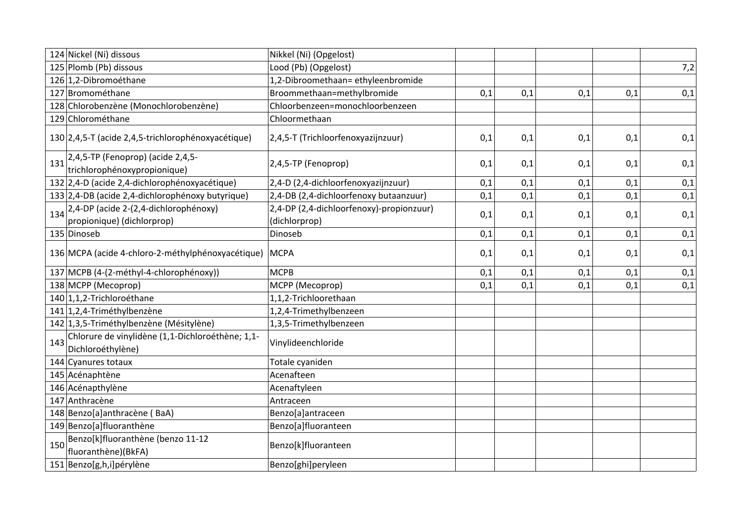| | | | | | | | |
|---|---|---|---|---|---|---|---|
| 124 | Nickel (Ni) dissous | Nikkel (Ni) (Opgelost) | | | | | |
| 125 | Plomb (Pb) dissous | Lood (Pb) (Opgelost) | | | | | 7,2 |
| 126 | 1,2-Dibromoéthane | 1,2-Dibroomethaan= ethyleenbromide | | | | | |
| 127 | Bromométhane | Broommethaan=methylbromide | 0,1 | 0,1 | 0,1 | 0,1 | 0,1 |
| 128 | Chlorobenzène (Monochlorobenzène) | Chloorbenzeen=monochloorbenzeen | | | | | |
| 129 | Chlorométhane | Chloormethaan | | | | | |
| 130 | 2,4,5-T (acide 2,4,5-trichlorophénoxyacétique) | 2,4,5-T (Trichloorfenoxyazijnzuur) | 0,1 | 0,1 | 0,1 | 0,1 | 0,1 |
| 131 | 2,4,5-TP (Fenoprop) (acide 2,4,5-trichlorophénoxypropionique) | 2,4,5-TP (Fenoprop) | 0,1 | 0,1 | 0,1 | 0,1 | 0,1 |
| 132 | 2,4-D (acide 2,4-dichlorophénoxyacétique) | 2,4-D (2,4-dichloorfenoxyazijnzuur) | 0,1 | 0,1 | 0,1 | 0,1 | 0,1 |
| 133 | 2,4-DB (acide 2,4-dichlorophénoxy butyrique) | 2,4-DB (2,4-dichloorfenoxy butaanzuur) | 0,1 | 0,1 | 0,1 | 0,1 | 0,1 |
| 134 | 2,4-DP (acide 2-(2,4-dichlorophénoxy) propionique) (dichlorprop) | 2,4-DP (2,4-dichloorfenoxy)-propionzuur) (dichlorprop) | 0,1 | 0,1 | 0,1 | 0,1 | 0,1 |
| 135 | Dinoseb | Dinoseb | 0,1 | 0,1 | 0,1 | 0,1 | 0,1 |
| 136 | MCPA (acide 4-chloro-2-méthylphénoxyacétique) | MCPA | 0,1 | 0,1 | 0,1 | 0,1 | 0,1 |
| 137 | MCPB (4-(2-méthyl-4-chlorophénoxy)) | MCPB | 0,1 | 0,1 | 0,1 | 0,1 | 0,1 |
| 138 | MCPP (Mecoprop) | MCPP (Mecoprop) | 0,1 | 0,1 | 0,1 | 0,1 | 0,1 |
| 140 | 1,1,2-Trichloroéthane | 1,1,2-Trichloorethaan | | | | | |
| 141 | 1,2,4-Triméthylbenzène | 1,2,4-Trimethylbenzeen | | | | | |
| 142 | 1,3,5-Triméthylbenzène (Mésitylène) | 1,3,5-Trimethylbenzeen | | | | | |
| 143 | Chlorure de vinylidène (1,1-Dichloroéthène; 1,1-Dichloroéthylène) | Vinylideenchloride | | | | | |
| 144 | Cyanures totaux | Totale cyaniden | | | | | |
| 145 | Acénaphtène | Acenafteen | | | | | |
| 146 | Acénapthylène | Acenaftyleen | | | | | |
| 147 | Anthracène | Antraceen | | | | | |
| 148 | Benzo[a]anthracène ( BaA) | Benzo[a]antraceen | | | | | |
| 149 | Benzo[a]fluoranthène | Benzo[a]fluoranteen | | | | | |
| 150 | Benzo[k]fluoranthène (benzo 11-12 fluoranthène)(BkFA) | Benzo[k]fluoranteen | | | | | |
| 151 | Benzo[g,h,i]pérylène | Benzo[ghi]peryleen | | | | | |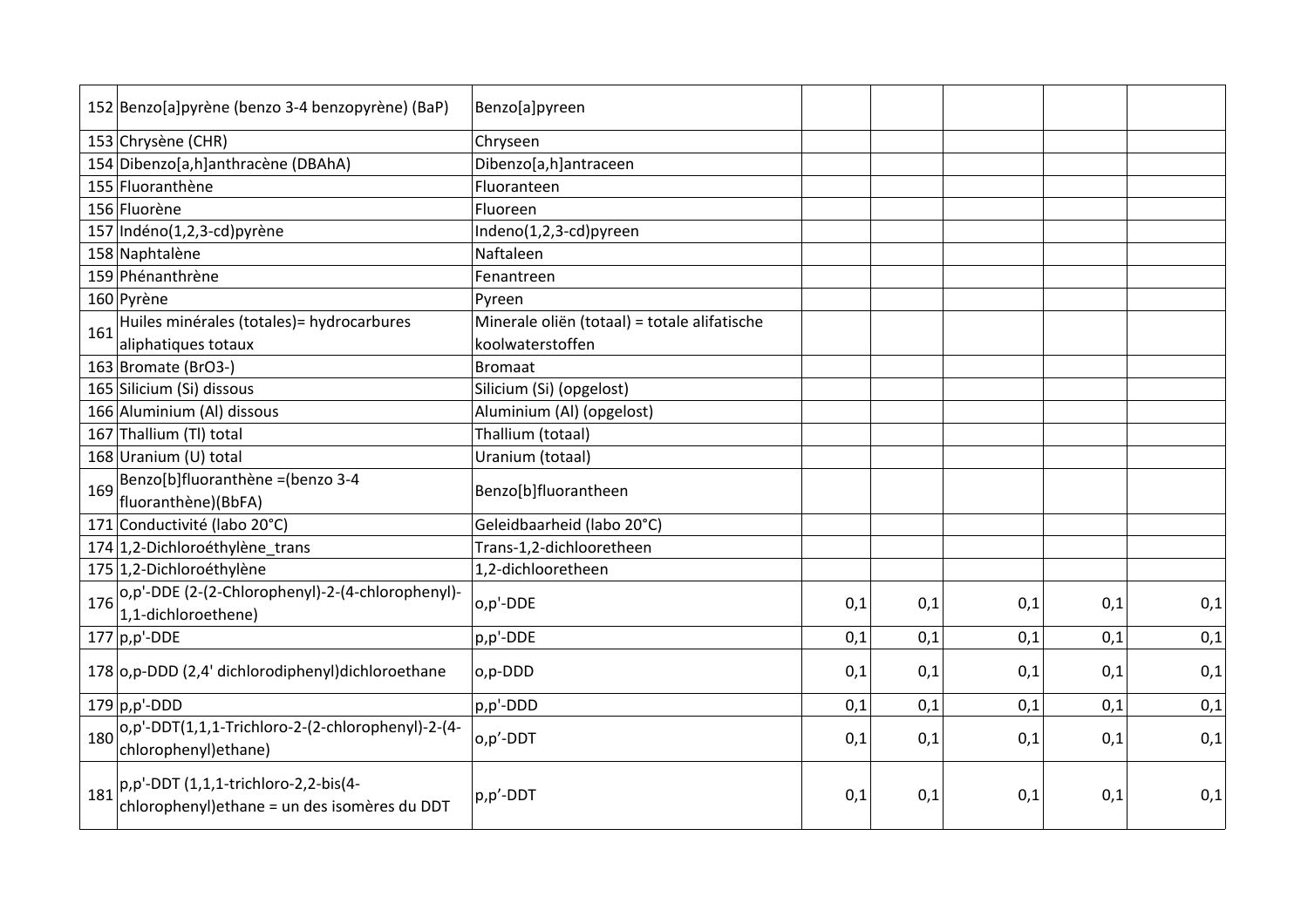| | | | | | | | |
|---|---|---|---|---|---|---|---|
| 152 | Benzo[a]pyrène (benzo 3-4 benzopyrène) (BaP) | Benzo[a]pyreen | | | | | |
| 153 | Chrysène (CHR) | Chryseen | | | | | |
| 154 | Dibenzo[a,h]anthracène (DBAhA) | Dibenzo[a,h]antraceen | | | | | |
| 155 | Fluoranthène | Fluoranteen | | | | | |
| 156 | Fluorène | Fluoreen | | | | | |
| 157 | Indéno(1,2,3-cd)pyrène | Indeno(1,2,3-cd)pyreen | | | | | |
| 158 | Naphtalène | Naftaleen | | | | | |
| 159 | Phénanthrène | Fenantreen | | | | | |
| 160 | Pyrène | Pyreen | | | | | |
| 161 | Huiles minérales (totales)= hydrocarbures aliphatiques totaux | Minerale oliën (totaal) = totale alifatische koolwaterstoffen | | | | | |
| 163 | Bromate (BrO3-) | Bromaat | | | | | |
| 165 | Silicium (Si) dissous | Silicium (Si) (opgelost) | | | | | |
| 166 | Aluminium (Al) dissous | Aluminium (Al) (opgelost) | | | | | |
| 167 | Thallium (Tl) total | Thallium (totaal) | | | | | |
| 168 | Uranium (U) total | Uranium (totaal) | | | | | |
| 169 | Benzo[b]fluoranthène =(benzo 3-4 fluoranthène)(BbFA) | Benzo[b]fluorantheen | | | | | |
| 171 | Conductivité (labo 20°C) | Geleidbaarheid (labo 20°C) | | | | | |
| 174 | 1,2-Dichloroéthylène_trans | Trans-1,2-dichlooretheen | | | | | |
| 175 | 1,2-Dichloroéthylène | 1,2-dichlooretheen | | | | | |
| 176 | o,p'-DDE (2-(2-Chlorophenyl)-2-(4-chlorophenyl)-1,1-dichloroethene) | o,p'-DDE | 0,1 | 0,1 | 0,1 | 0,1 | 0,1 |
| 177 | p,p'-DDE | p,p'-DDE | 0,1 | 0,1 | 0,1 | 0,1 | 0,1 |
| 178 | o,p-DDD (2,4' dichlorodiphenyl)dichloroethane | o,p-DDD | 0,1 | 0,1 | 0,1 | 0,1 | 0,1 |
| 179 | p,p'-DDD | p,p'-DDD | 0,1 | 0,1 | 0,1 | 0,1 | 0,1 |
| 180 | o,p'-DDT(1,1,1-Trichloro-2-(2-chlorophenyl)-2-(4-chlorophenyl)ethane) | o,p'-DDT | 0,1 | 0,1 | 0,1 | 0,1 | 0,1 |
| 181 | p,p'-DDT (1,1,1-trichloro-2,2-bis(4-chlorophenyl)ethane = un des isomères du DDT | p,p'-DDT | 0,1 | 0,1 | 0,1 | 0,1 | 0,1 |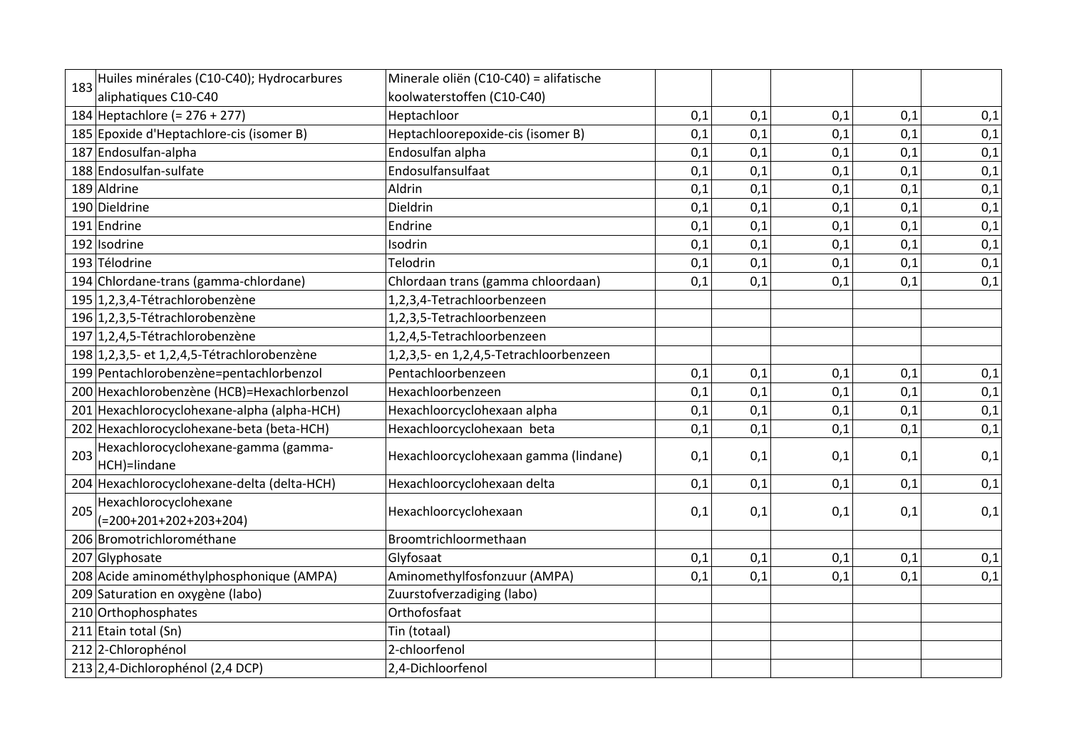| | | | | | | | |
|---|---|---|---|---|---|---|---|
| 183 | Huiles minérales (C10-C40); Hydrocarbures aliphatiques C10-C40 | Minerale oliën (C10-C40) = alifatische koolwaterstoffen (C10-C40) | | | | | |
| 184 | Heptachlore (= 276 + 277) | Heptachloor | 0,1 | 0,1 | 0,1 | 0,1 | 0,1 |
| 185 | Epoxide d'Heptachlore-cis (isomer B) | Heptachloorepoxide-cis (isomer B) | 0,1 | 0,1 | 0,1 | 0,1 | 0,1 |
| 187 | Endosulfan-alpha | Endosulfan alpha | 0,1 | 0,1 | 0,1 | 0,1 | 0,1 |
| 188 | Endosulfan-sulfate | Endosulfansulfaat | 0,1 | 0,1 | 0,1 | 0,1 | 0,1 |
| 189 | Aldrine | Aldrin | 0,1 | 0,1 | 0,1 | 0,1 | 0,1 |
| 190 | Dieldrine | Dieldrin | 0,1 | 0,1 | 0,1 | 0,1 | 0,1 |
| 191 | Endrine | Endrine | 0,1 | 0,1 | 0,1 | 0,1 | 0,1 |
| 192 | Isodrine | Isodrin | 0,1 | 0,1 | 0,1 | 0,1 | 0,1 |
| 193 | Télodrine | Telodrin | 0,1 | 0,1 | 0,1 | 0,1 | 0,1 |
| 194 | Chlordane-trans (gamma-chlordane) | Chlordaan trans (gamma chloordaan) | 0,1 | 0,1 | 0,1 | 0,1 | 0,1 |
| 195 | 1,2,3,4-Tétrachlorobenzène | 1,2,3,4-Tetrachloorbenzeen | | | | | |
| 196 | 1,2,3,5-Tétrachlorobenzène | 1,2,3,5-Tetrachloorbenzeen | | | | | |
| 197 | 1,2,4,5-Tétrachlorobenzène | 1,2,4,5-Tetrachloorbenzeen | | | | | |
| 198 | 1,2,3,5- et 1,2,4,5-Tétrachlorobenzène | 1,2,3,5- en 1,2,4,5-Tetrachloorbenzeen | | | | | |
| 199 | Pentachlorobenzène=pentachlorbenzol | Pentachloorbenzeen | 0,1 | 0,1 | 0,1 | 0,1 | 0,1 |
| 200 | Hexachlorobenzène (HCB)=Hexachlorbenzol | Hexachloorbenzeen | 0,1 | 0,1 | 0,1 | 0,1 | 0,1 |
| 201 | Hexachlorocyclohexane-alpha (alpha-HCH) | Hexachloorcyclohexaan alpha | 0,1 | 0,1 | 0,1 | 0,1 | 0,1 |
| 202 | Hexachlorocyclohexane-beta (beta-HCH) | Hexachloorcyclohexaan beta | 0,1 | 0,1 | 0,1 | 0,1 | 0,1 |
| 203 | Hexachlorocyclohexane-gamma (gamma-HCH)=lindane | Hexachloorcyclohexaan gamma (lindane) | 0,1 | 0,1 | 0,1 | 0,1 | 0,1 |
| 204 | Hexachlorocyclohexane-delta (delta-HCH) | Hexachloorcyclohexaan delta | 0,1 | 0,1 | 0,1 | 0,1 | 0,1 |
| 205 | Hexachlorocyclohexane (=200+201+202+203+204) | Hexachloorcyclohexaan | 0,1 | 0,1 | 0,1 | 0,1 | 0,1 |
| 206 | Bromotrichlorométhane | Broomtrichloormethaan | | | | | |
| 207 | Glyphosate | Glyfosaat | 0,1 | 0,1 | 0,1 | 0,1 | 0,1 |
| 208 | Acide aminométhylphosphonique (AMPA) | Aminomethylfosfonzuur (AMPA) | 0,1 | 0,1 | 0,1 | 0,1 | 0,1 |
| 209 | Saturation en oxygène (labo) | Zuurstofverzadiging (labo) | | | | | |
| 210 | Orthophosphates | Orthofosfaat | | | | | |
| 211 | Etain total (Sn) | Tin (totaal) | | | | | |
| 212 | 2-Chlorophénol | 2-chloorfenol | | | | | |
| 213 | 2,4-Dichlorophénol (2,4 DCP) | 2,4-Dichloorfenol | | | | | |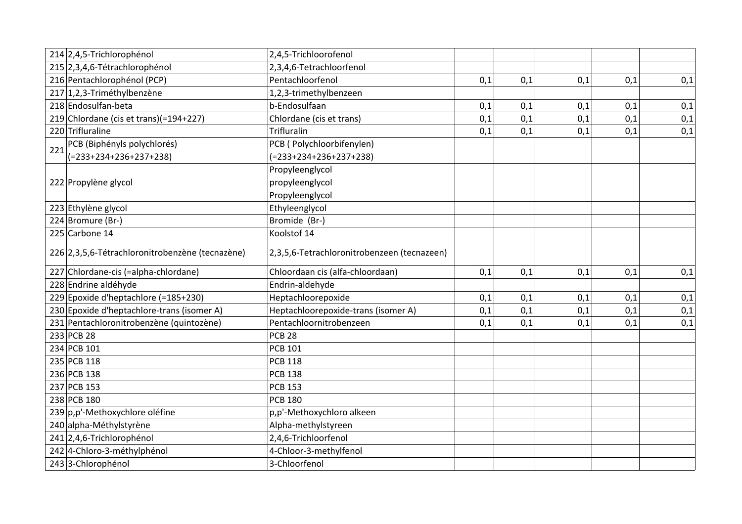| | | | | | | | |
|---|---|---|---|---|---|---|---|
| 214 | 2,4,5-Trichlorophénol | 2,4,5-Trichloorofenol | | | | | |
| 215 | 2,3,4,6-Tétrachlorophénol | 2,3,4,6-Tetrachloorfenol | | | | | |
| 216 | Pentachlorophénol (PCP) | Pentachloorfenol | 0,1 | 0,1 | 0,1 | 0,1 | 0,1 |
| 217 | 1,2,3-Triméthylbenzène | 1,2,3-trimethylbenzeen | | | | | |
| 218 | Endosulfan-beta | b-Endosulfaan | 0,1 | 0,1 | 0,1 | 0,1 | 0,1 |
| 219 | Chlordane (cis et trans)(=194+227) | Chlordane (cis et trans) | 0,1 | 0,1 | 0,1 | 0,1 | 0,1 |
| 220 | Trifluraline | Trifluralin | 0,1 | 0,1 | 0,1 | 0,1 | 0,1 |
| 221 | PCB (Biphényls polychlorés) (=233+234+236+237+238) | PCB ( Polychloorbifenylen) (=233+234+236+237+238) | | | | | |
| 222 | Propylène glycol | Propyleenglycol propyleenglycol Propyleenglycol | | | | | |
| 223 | Ethylène glycol | Ethyleenglycol | | | | | |
| 224 | Bromure (Br-) | Bromide (Br-) | | | | | |
| 225 | Carbone 14 | Koolstof 14 | | | | | |
| 226 | 2,3,5,6-Tétrachloronitrobenzène (tecnazène) | 2,3,5,6-Tetrachloronitrobenzeen (tecnazeen) | | | | | |
| 227 | Chlordane-cis (=alpha-chlordane) | Chloordaan cis (alfa-chloordaan) | 0,1 | 0,1 | 0,1 | 0,1 | 0,1 |
| 228 | Endrine aldéhyde | Endrin-aldehyde | | | | | |
| 229 | Epoxide d'heptachlore (=185+230) | Heptachloorepoxide | 0,1 | 0,1 | 0,1 | 0,1 | 0,1 |
| 230 | Epoxide d'heptachlore-trans (isomer A) | Heptachloorepoxide-trans (isomer A) | 0,1 | 0,1 | 0,1 | 0,1 | 0,1 |
| 231 | Pentachloronitrobenzène (quintozène) | Pentachloornitrobenzeen | 0,1 | 0,1 | 0,1 | 0,1 | 0,1 |
| 233 | PCB 28 | PCB 28 | | | | | |
| 234 | PCB 101 | PCB 101 | | | | | |
| 235 | PCB 118 | PCB 118 | | | | | |
| 236 | PCB 138 | PCB 138 | | | | | |
| 237 | PCB 153 | PCB 153 | | | | | |
| 238 | PCB 180 | PCB 180 | | | | | |
| 239 | p,p'-Methoxychlore oléfine | p,p'-Methoxychloro alkeen | | | | | |
| 240 | alpha-Méthylstyrène | Alpha-methylstyreen | | | | | |
| 241 | 2,4,6-Trichlorophénol | 2,4,6-Trichloorfenol | | | | | |
| 242 | 4-Chloro-3-méthylphénol | 4-Chloor-3-methylfenol | | | | | |
| 243 | 3-Chlorophénol | 3-Chloorfenol | | | | | |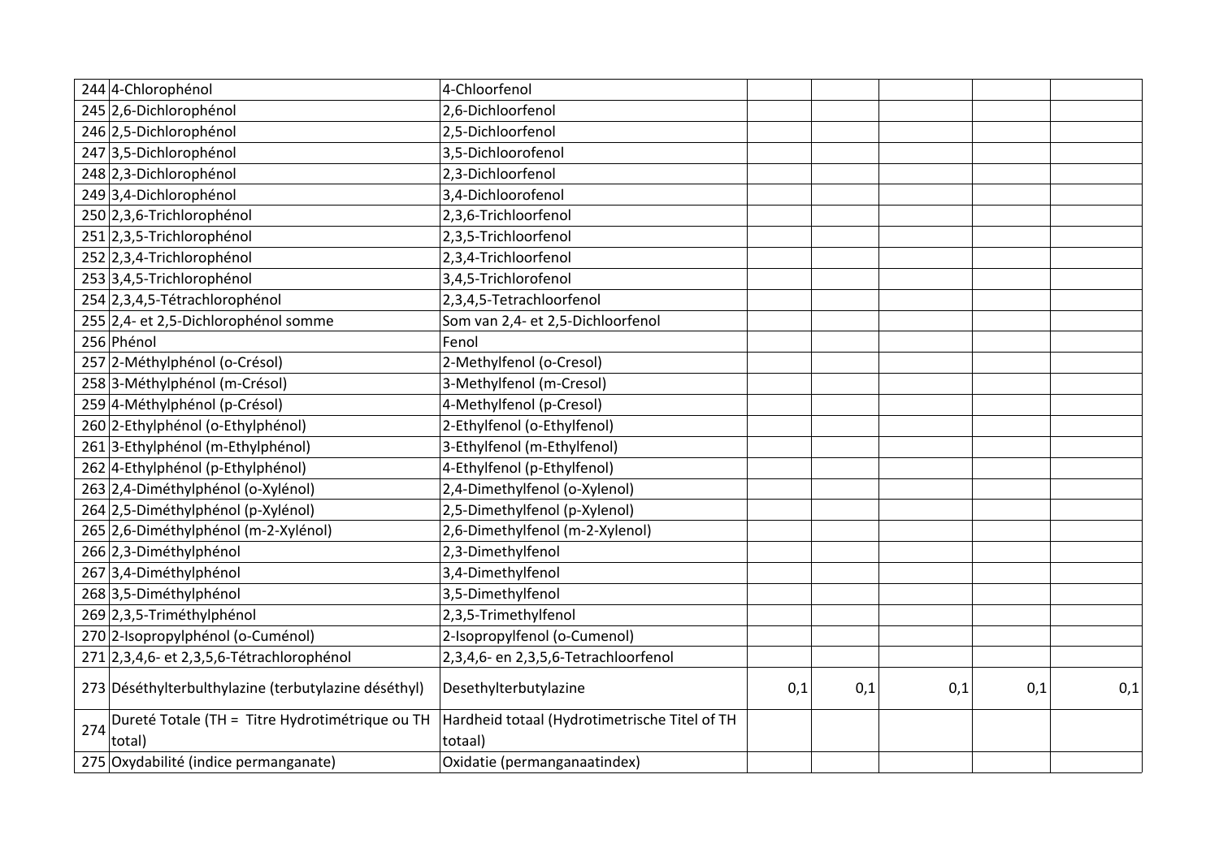| | | | | | | | |
|---|---|---|---|---|---|---|---|
| 244 | 4-Chlorophénol | 4-Chloorfenol | | | | | |
| 245 | 2,6-Dichlorophénol | 2,6-Dichloorfenol | | | | | |
| 246 | 2,5-Dichlorophénol | 2,5-Dichloorfenol | | | | | |
| 247 | 3,5-Dichlorophénol | 3,5-Dichloorofenol | | | | | |
| 248 | 2,3-Dichlorophénol | 2,3-Dichloorfenol | | | | | |
| 249 | 3,4-Dichlorophénol | 3,4-Dichloorofenol | | | | | |
| 250 | 2,3,6-Trichlorophénol | 2,3,6-Trichloorfenol | | | | | |
| 251 | 2,3,5-Trichlorophénol | 2,3,5-Trichloorfenol | | | | | |
| 252 | 2,3,4-Trichlorophénol | 2,3,4-Trichloorfenol | | | | | |
| 253 | 3,4,5-Trichlorophénol | 3,4,5-Trichlorofenol | | | | | |
| 254 | 2,3,4,5-Tétrachlorophénol | 2,3,4,5-Tetrachloorfenol | | | | | |
| 255 | 2,4- et 2,5-Dichlorophénol somme | Som van 2,4- et 2,5-Dichloorfenol | | | | | |
| 256 | Phénol | Fenol | | | | | |
| 257 | 2-Méthylphénol (o-Crésol) | 2-Methylfenol (o-Cresol) | | | | | |
| 258 | 3-Méthylphénol (m-Crésol) | 3-Methylfenol (m-Cresol) | | | | | |
| 259 | 4-Méthylphénol (p-Crésol) | 4-Methylfenol (p-Cresol) | | | | | |
| 260 | 2-Ethylphénol (o-Ethylphénol) | 2-Ethylfenol (o-Ethylfenol) | | | | | |
| 261 | 3-Ethylphénol (m-Ethylphénol) | 3-Ethylfenol (m-Ethylfenol) | | | | | |
| 262 | 4-Ethylphénol (p-Ethylphénol) | 4-Ethylfenol (p-Ethylfenol) | | | | | |
| 263 | 2,4-Diméthylphénol (o-Xylénol) | 2,4-Dimethylfenol (o-Xylenol) | | | | | |
| 264 | 2,5-Diméthylphénol (p-Xylénol) | 2,5-Dimethylfenol (p-Xylenol) | | | | | |
| 265 | 2,6-Diméthylphénol (m-2-Xylénol) | 2,6-Dimethylfenol (m-2-Xylenol) | | | | | |
| 266 | 2,3-Diméthylphénol | 2,3-Dimethylfenol | | | | | |
| 267 | 3,4-Diméthylphénol | 3,4-Dimethylfenol | | | | | |
| 268 | 3,5-Diméthylphénol | 3,5-Dimethylfenol | | | | | |
| 269 | 2,3,5-Triméthylphénol | 2,3,5-Trimethylfenol | | | | | |
| 270 | 2-Isopropylphénol (o-Cuménol) | 2-Isopropylfenol (o-Cumenol) | | | | | |
| 271 | 2,3,4,6- et 2,3,5,6-Tétrachlorophénol | 2,3,4,6- en 2,3,5,6-Tetrachloorfenol | | | | | |
| 273 | Déséthylterbulthylazine (terbutylazine déséthyl) | Desethylterbutylazine | 0,1 | 0,1 | 0,1 | 0,1 | 0,1 |
| 274 | Dureté Totale (TH = Titre Hydrotimétrique ou TH total) | Hardheid totaal (Hydrotimetrische Titel of TH totaal) | | | | | |
| 275 | Oxydabilité (indice permanganate) | Oxidatie (permanganaatindex) | | | | | |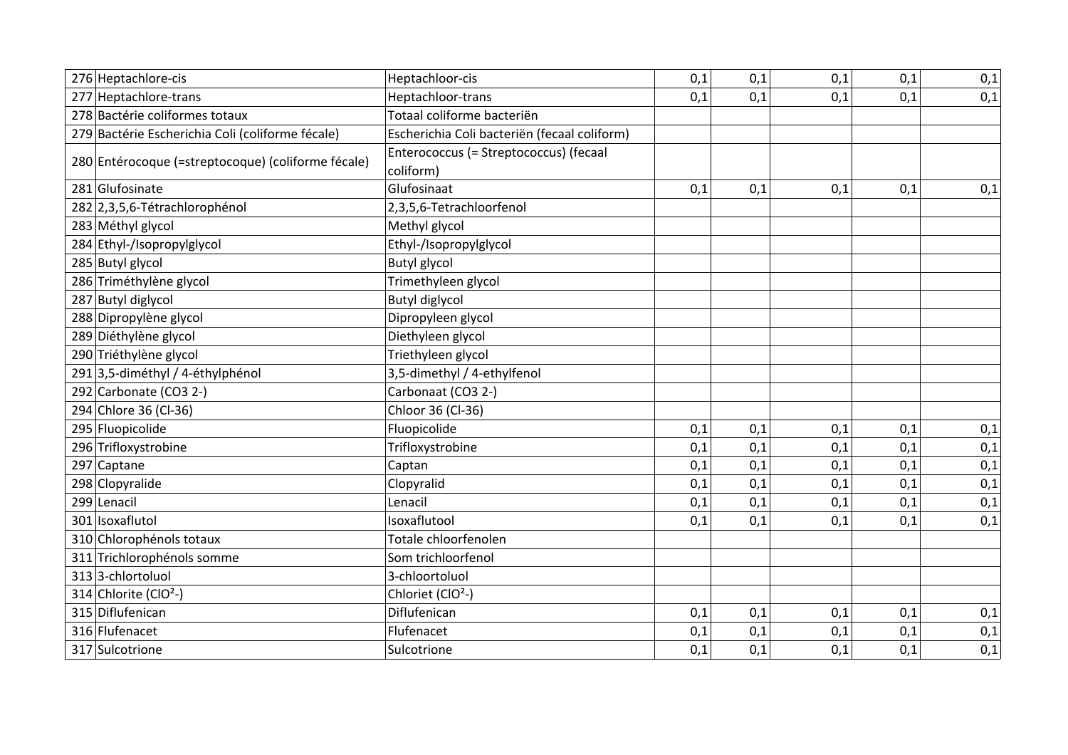| | | | | | | | |
|---|---|---|---|---|---|---|---|
| 276 | Heptachlore-cis | Heptachloor-cis | 0,1 | 0,1 | 0,1 | 0,1 | 0,1 |
| 277 | Heptachlore-trans | Heptachloor-trans | 0,1 | 0,1 | 0,1 | 0,1 | 0,1 |
| 278 | Bactérie coliformes totaux | Totaal coliforme bacteriën | | | | | |
| 279 | Bactérie Escherichia Coli (coliforme fécale) | Escherichia Coli bacteriën (fecaal coliform) | | | | | |
| 280 | Entérocoque (=streptocoque) (coliforme fécale) | Enterococcus (= Streptococcus) (fecaal coliform) | | | | | |
| 281 | Glufosinate | Glufosinaat | 0,1 | 0,1 | 0,1 | 0,1 | 0,1 |
| 282 | 2,3,5,6-Tétrachlorophénol | 2,3,5,6-Tetrachloorfenol | | | | | |
| 283 | Méthyl glycol | Methyl glycol | | | | | |
| 284 | Ethyl-/Isopropylglycol | Ethyl-/Isopropylglycol | | | | | |
| 285 | Butyl glycol | Butyl glycol | | | | | |
| 286 | Triméthylène glycol | Trimethyleen glycol | | | | | |
| 287 | Butyl diglycol | Butyl diglycol | | | | | |
| 288 | Dipropylène glycol | Dipropyleen glycol | | | | | |
| 289 | Diéthylène glycol | Diethyleen glycol | | | | | |
| 290 | Triéthylène glycol | Triethyleen glycol | | | | | |
| 291 | 3,5-diméthyl / 4-éthylphénol | 3,5-dimethyl / 4-ethylfenol | | | | | |
| 292 | Carbonate (CO3 2-) | Carbonaat (CO3 2-) | | | | | |
| 294 | Chlore 36 (Cl-36) | Chloor 36 (Cl-36) | | | | | |
| 295 | Fluopicolide | Fluopicolide | 0,1 | 0,1 | 0,1 | 0,1 | 0,1 |
| 296 | Trifloxystrobine | Trifloxystrobine | 0,1 | 0,1 | 0,1 | 0,1 | 0,1 |
| 297 | Captane | Captan | 0,1 | 0,1 | 0,1 | 0,1 | 0,1 |
| 298 | Clopyralide | Clopyralid | 0,1 | 0,1 | 0,1 | 0,1 | 0,1 |
| 299 | Lenacil | Lenacil | 0,1 | 0,1 | 0,1 | 0,1 | 0,1 |
| 301 | Isoxaflutol | Isoxaflutool | 0,1 | 0,1 | 0,1 | 0,1 | 0,1 |
| 310 | Chlorophénols totaux | Totale chloorfenolen | | | | | |
| 311 | Trichlorophénols somme | Som trichloorfenol | | | | | |
| 313 | 3-chlortoluol | 3-chloortoluol | | | | | |
| 314 | Chlorite ($ClO^{2-}$) | Chloriet ($ClO^{2-}$) | | | | | |
| 315 | Diflufenican | Diflufenican | 0,1 | 0,1 | 0,1 | 0,1 | 0,1 |
| 316 | Flufenacet | Flufenacet | 0,1 | 0,1 | 0,1 | 0,1 | 0,1 |
| 317 | Sulcotrione | Sulcotrione | 0,1 | 0,1 | 0,1 | 0,1 | 0,1 |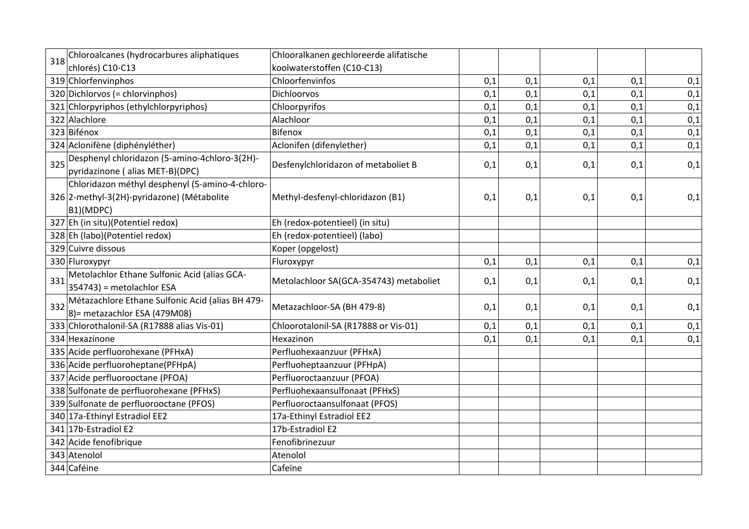| | | | | | | | |
|---|---|---|---|---|---|---|---|
| 318 | Chloroalcanes (hydrocarbures aliphatiques chlorés) C10-C13 | Chlooralkanen gechloreerde alifatische koolwaterstoffen (C10-C13) | | | | | |
| 319 | Chlorfenvinphos | Chloorfenvinfos | 0,1 | 0,1 | 0,1 | 0,1 | 0,1 |
| 320 | Dichlorvos (= chlorvinphos) | Dichloorvos | 0,1 | 0,1 | 0,1 | 0,1 | 0,1 |
| 321 | Chlorpyriphos (ethylchlorpyriphos) | Chloorpyrifos | 0,1 | 0,1 | 0,1 | 0,1 | 0,1 |
| 322 | Alachlore | Alachloor | 0,1 | 0,1 | 0,1 | 0,1 | 0,1 |
| 323 | Bifénox | Bifenox | 0,1 | 0,1 | 0,1 | 0,1 | 0,1 |
| 324 | Aclonifène (diphényléther) | Aclonifen (difenylether) | 0,1 | 0,1 | 0,1 | 0,1 | 0,1 |
| 325 | Desphenyl chloridazon (5-amino-4chloro-3(2H)-pyridazinone ( alias MET-B)(DPC) | Desfenylchloridazon of metaboliet B | 0,1 | 0,1 | 0,1 | 0,1 | 0,1 |
| 326 | Chloridazon méthyl desphenyl (5-amino-4-chloro-2-methyl-3(2H)-pyridazone) (Métabolite B1)(MDPC) | Methyl-desfenyl-chloridazon (B1) | 0,1 | 0,1 | 0,1 | 0,1 | 0,1 |
| 327 | Eh (in situ)(Potentiel redox) | Eh (redox-potentieel) (in situ) | | | | | |
| 328 | Eh (labo)(Potentiel redox) | Eh (redox-potentieel) (labo) | | | | | |
| 329 | Cuivre dissous | Koper (opgelost) | | | | | |
| 330 | Fluroxypyr | Fluroxypyr | 0,1 | 0,1 | 0,1 | 0,1 | 0,1 |
| 331 | Metolachlor Ethane Sulfonic Acid (alias GCA-354743) = metolachlor ESA | Metolachloor SA(GCA-354743) metaboliet | 0,1 | 0,1 | 0,1 | 0,1 | 0,1 |
| 332 | Métazachlore Ethane Sulfonic Acid (alias BH 479-8)= metazachlor ESA (479M08) | Metazachloor-SA (BH 479-8) | 0,1 | 0,1 | 0,1 | 0,1 | 0,1 |
| 333 | Chlorothalonil-SA (R17888 alias Vis-01) | Chloorotalonil-SA (R17888 or Vis-01) | 0,1 | 0,1 | 0,1 | 0,1 | 0,1 |
| 334 | Hexazinone | Hexazinon | 0,1 | 0,1 | 0,1 | 0,1 | 0,1 |
| 335 | Acide perfluorohexane (PFHxA) | Perfluohexaanzuur (PFHxA) | | | | | |
| 336 | Acide perfluoroheptane(PFHpA) | Perfluoheptaanzuur (PFHpA) | | | | | |
| 337 | Acide perfluorooctane (PFOA) | Perfluoroctaanzuur (PFOA) | | | | | |
| 338 | Sulfonate de perfluorohexane (PFHxS) | Perfluohexaansulfonaat (PFHxS) | | | | | |
| 339 | Sulfonate de perfluorooctane (PFOS) | Perfluoroctaansulfonaat (PFOS) | | | | | |
| 340 | 17a-Ethinyl Estradiol EE2 | 17a-Ethinyl Estradiol EE2 | | | | | |
| 341 | 17b-Estradiol E2 | 17b-Estradiol E2 | | | | | |
| 342 | Acide fenofibrique | Fenofibrinezuur | | | | | |
| 343 | Atenolol | Atenolol | | | | | |
| 344 | Caféine | Cafeïne | | | | | |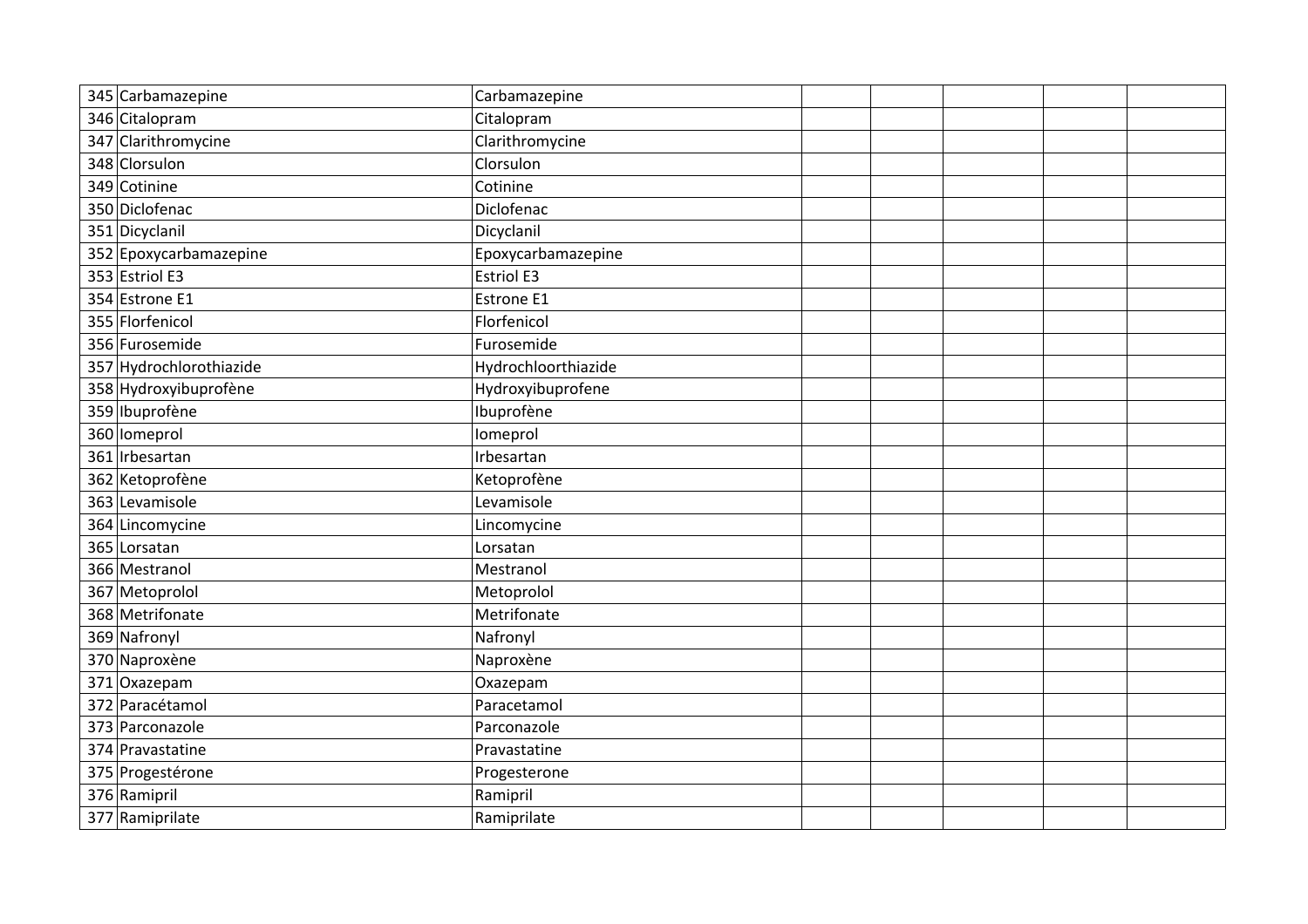| | | | | | | | |
|---|---|---|---|---|---|---|---|
| 345 | Carbamazepine | Carbamazepine | | | | | |
| 346 | Citalopram | Citalopram | | | | | |
| 347 | Clarithromycine | Clarithromycine | | | | | |
| 348 | Clorsulon | Clorsulon | | | | | |
| 349 | Cotinine | Cotinine | | | | | |
| 350 | Diclofenac | Diclofenac | | | | | |
| 351 | Dicyclanil | Dicyclanil | | | | | |
| 352 | Epoxycarbamazepine | Epoxycarbamazepine | | | | | |
| 353 | Estriol E3 | Estriol E3 | | | | | |
| 354 | Estrone E1 | Estrone E1 | | | | | |
| 355 | Florfenicol | Florfenicol | | | | | |
| 356 | Furosemide | Furosemide | | | | | |
| 357 | Hydrochlorothiazide | Hydrochloorthiazide | | | | | |
| 358 | Hydroxyibuprofène | Hydroxyibuprofene | | | | | |
| 359 | Ibuprofène | Ibuprofène | | | | | |
| 360 | Iomeprol | Iomeprol | | | | | |
| 361 | Irbesartan | Irbesartan | | | | | |
| 362 | Ketoprofène | Ketoprofène | | | | | |
| 363 | Levamisole | Levamisole | | | | | |
| 364 | Lincomycine | Lincomycine | | | | | |
| 365 | Lorsatan | Lorsatan | | | | | |
| 366 | Mestranol | Mestranol | | | | | |
| 367 | Metoprolol | Metoprolol | | | | | |
| 368 | Metrifonate | Metrifonate | | | | | |
| 369 | Nafronyl | Nafronyl | | | | | |
| 370 | Naproxène | Naproxène | | | | | |
| 371 | Oxazepam | Oxazepam | | | | | |
| 372 | Paracétamol | Paracetamol | | | | | |
| 373 | Parconazole | Parconazole | | | | | |
| 374 | Pravastatine | Pravastatine | | | | | |
| 375 | Progestérone | Progesterone | | | | | |
| 376 | Ramipril | Ramipril | | | | | |
| 377 | Ramiprilate | Ramiprilate | | | | | |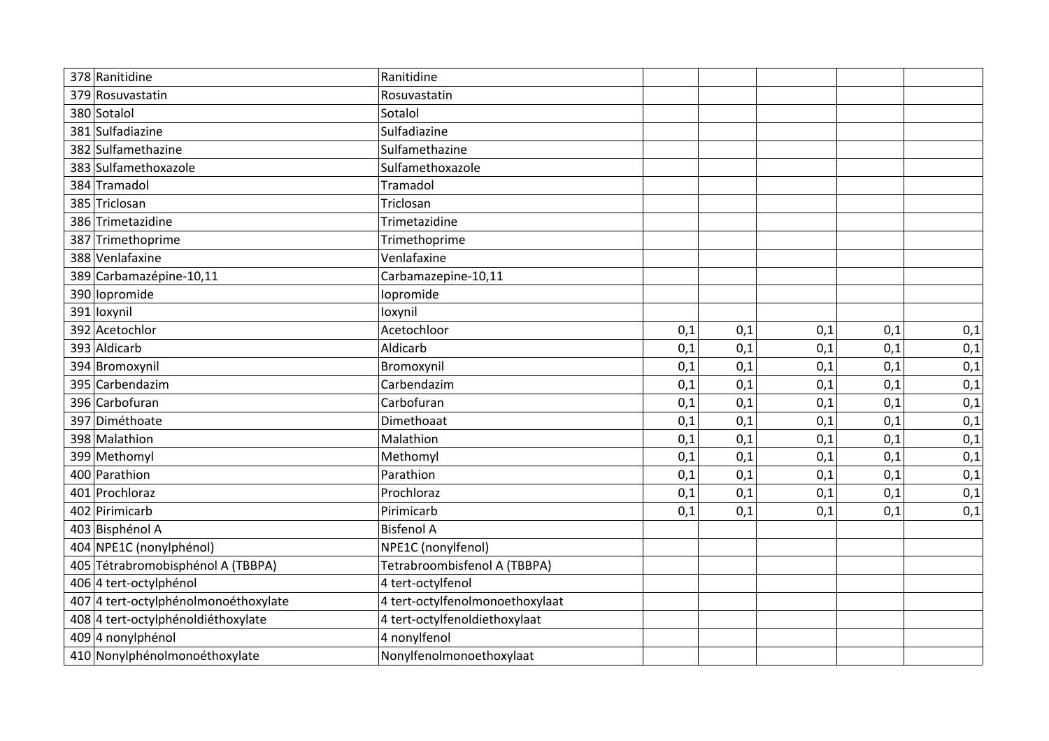| | | | | | | | |
|---|---|---|---|---|---|---|---|
| 378 | Ranitidine | Ranitidine | | | | | |
| 379 | Rosuvastatin | Rosuvastatin | | | | | |
| 380 | Sotalol | Sotalol | | | | | |
| 381 | Sulfadiazine | Sulfadiazine | | | | | |
| 382 | Sulfamethazine | Sulfamethazine | | | | | |
| 383 | Sulfamethoxazole | Sulfamethoxazole | | | | | |
| 384 | Tramadol | Tramadol | | | | | |
| 385 | Triclosan | Triclosan | | | | | |
| 386 | Trimetazidine | Trimetazidine | | | | | |
| 387 | Trimethoprime | Trimethoprime | | | | | |
| 388 | Venlafaxine | Venlafaxine | | | | | |
| 389 | Carbamazépine-10,11 | Carbamazepine-10,11 | | | | | |
| 390 | Iopromide | Iopromide | | | | | |
| 391 | Ioxynil | Ioxynil | | | | | |
| 392 | Acetochlor | Acetochloor | 0,1 | 0,1 | 0,1 | 0,1 | 0,1 |
| 393 | Aldicarb | Aldicarb | 0,1 | 0,1 | 0,1 | 0,1 | 0,1 |
| 394 | Bromoxynil | Bromoxynil | 0,1 | 0,1 | 0,1 | 0,1 | 0,1 |
| 395 | Carbendazim | Carbendazim | 0,1 | 0,1 | 0,1 | 0,1 | 0,1 |
| 396 | Carbofuran | Carbofuran | 0,1 | 0,1 | 0,1 | 0,1 | 0,1 |
| 397 | Diméthoate | Dimethoaat | 0,1 | 0,1 | 0,1 | 0,1 | 0,1 |
| 398 | Malathion | Malathion | 0,1 | 0,1 | 0,1 | 0,1 | 0,1 |
| 399 | Methomyl | Methomyl | 0,1 | 0,1 | 0,1 | 0,1 | 0,1 |
| 400 | Parathion | Parathion | 0,1 | 0,1 | 0,1 | 0,1 | 0,1 |
| 401 | Prochloraz | Prochloraz | 0,1 | 0,1 | 0,1 | 0,1 | 0,1 |
| 402 | Pirimicarb | Pirimicarb | 0,1 | 0,1 | 0,1 | 0,1 | 0,1 |
| 403 | Bisphénol A | Bisfenol A | | | | | |
| 404 | NPE1C (nonylphénol) | NPE1C (nonylfenol) | | | | | |
| 405 | Tétrabromobisphénol A (TBBPA) | Tetrabroombisfenol A (TBBPA) | | | | | |
| 406 | 4 tert-octylphénol | 4 tert-octylfenol | | | | | |
| 407 | 4 tert-octylphénolmonoéthoxylate | 4 tert-octylfenolmonoethoxylaat | | | | | |
| 408 | 4 tert-octylphénoldiéthoxylate | 4 tert-octylfenoldiethoxylaat | | | | | |
| 409 | 4 nonylphénol | 4 nonylfenol | | | | | |
| 410 | Nonylphénolmonoéthoxylate | Nonylfenolmonoethoxylaat | | | | | |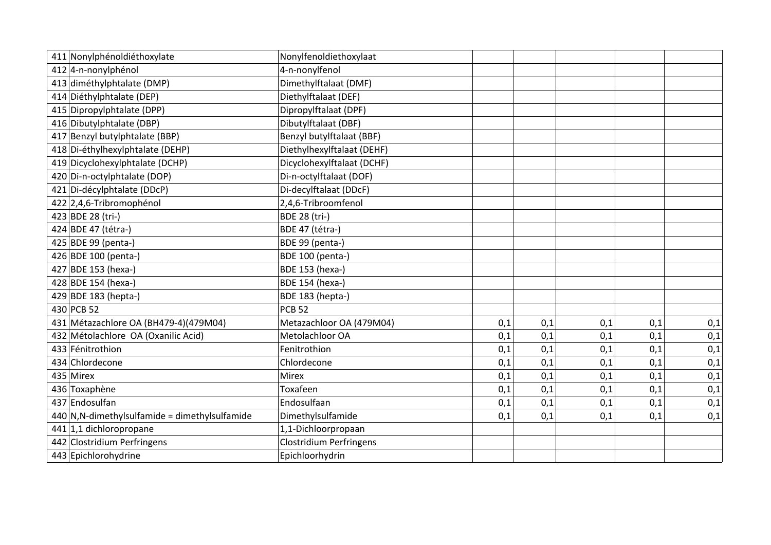| | | | | | | | |
|---|---|---|---|---|---|---|---|
| 411 | Nonylphénoldiéthoxylate | Nonylfenoldiethoxylaat | | | | | |
| 412 | 4-n-nonylphénol | 4-n-nonylfenol | | | | | |
| 413 | diméthylphtalate (DMP) | Dimethylftalaat (DMF) | | | | | |
| 414 | Diéthylphtalate (DEP) | Diethylftalaat (DEF) | | | | | |
| 415 | Dipropylphtalate (DPP) | Dipropylftalaat (DPF) | | | | | |
| 416 | Dibutylphtalate (DBP) | Dibutylftalaat (DBF) | | | | | |
| 417 | Benzyl butylphtalate (BBP) | Benzyl butylftalaat (BBF) | | | | | |
| 418 | Di-éthylhexylphtalate (DEHP) | Diethylhexylftalaat (DEHF) | | | | | |
| 419 | Dicyclohexylphtalate (DCHP) | Dicyclohexylftalaat (DCHF) | | | | | |
| 420 | Di-n-octylphtalate (DOP) | Di-n-octylftalaat (DOF) | | | | | |
| 421 | Di-décylphtalate (DDcP) | Di-decylftalaat (DDcF) | | | | | |
| 422 | 2,4,6-Tribromophénol | 2,4,6-Tribroomfenol | | | | | |
| 423 | BDE 28 (tri-) | BDE 28 (tri-) | | | | | |
| 424 | BDE 47 (tétra-) | BDE 47 (tétra-) | | | | | |
| 425 | BDE 99 (penta-) | BDE 99 (penta-) | | | | | |
| 426 | BDE 100 (penta-) | BDE 100 (penta-) | | | | | |
| 427 | BDE 153 (hexa-) | BDE 153 (hexa-) | | | | | |
| 428 | BDE 154 (hexa-) | BDE 154 (hexa-) | | | | | |
| 429 | BDE 183 (hepta-) | BDE 183 (hepta-) | | | | | |
| 430 | PCB 52 | PCB 52 | | | | | |
| 431 | Métazachlore OA (BH479-4)(479M04) | Metazachloor OA (479M04) | 0,1 | 0,1 | 0,1 | 0,1 | 0,1 |
| 432 | Métolachlore OA (Oxanilic Acid) | Metolachloor OA | 0,1 | 0,1 | 0,1 | 0,1 | 0,1 |
| 433 | Fénitrothion | Fenitrothion | 0,1 | 0,1 | 0,1 | 0,1 | 0,1 |
| 434 | Chlordecone | Chlordecone | 0,1 | 0,1 | 0,1 | 0,1 | 0,1 |
| 435 | Mirex | Mirex | 0,1 | 0,1 | 0,1 | 0,1 | 0,1 |
| 436 | Toxaphène | Toxafeen | 0,1 | 0,1 | 0,1 | 0,1 | 0,1 |
| 437 | Endosulfan | Endosulfaan | 0,1 | 0,1 | 0,1 | 0,1 | 0,1 |
| 440 | N,N-dimethylsulfamide = dimethylsulfamide | Dimethylsulfamide | 0,1 | 0,1 | 0,1 | 0,1 | 0,1 |
| 441 | 1,1 dichloropropane | 1,1-Dichloorpropaan | | | | | |
| 442 | Clostridium Perfringens | Clostridium Perfringens | | | | | |
| 443 | Epichlorohydrine | Epichloorhydrin | | | | | |